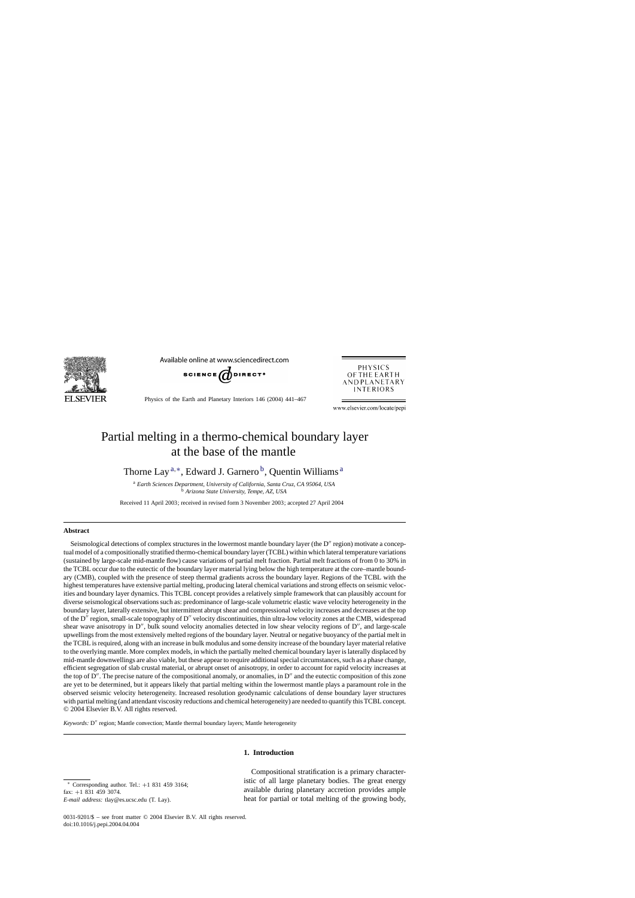# Partial melting in a thermo-chemical boundary layer at the base of the mantle

Thorne Lay[a,*], Edward J. Garnero[b], Quentin Williams[a]

[a] *Earth Sciences Department, University of California, Santa Cruz, CA 95064, USA*
[b] *Arizona State University, Tempe, AZ, USA*

Received 11 April 2003; received in revised form 3 November 2003; accepted 27 April 2004

## Abstract

Seismological detections of complex structures in the lowermost mantle boundary layer (the D″ region) motivate a conceptual model of a compositionally stratified thermo-chemical boundary layer (TCBL) within which lateral temperature variations (sustained by large-scale mid-mantle flow) cause variations of partial melt fraction. Partial melt fractions of from 0 to 30% in the TCBL occur due to the eutectic of the boundary layer material lying below the high temperature at the core–mantle boundary (CMB), coupled with the presence of steep thermal gradients across the boundary layer. Regions of the TCBL with the highest temperatures have extensive partial melting, producing lateral chemical variations and strong effects on seismic velocities and boundary layer dynamics. This TCBL concept provides a relatively simple framework that can plausibly account for diverse seismological observations such as: predominance of large-scale volumetric elastic wave velocity heterogeneity in the boundary layer, laterally extensive, but intermittent abrupt shear and compressional velocity increases and decreases at the top of the D″ region, small-scale topography of D″ velocity discontinuities, thin ultra-low velocity zones at the CMB, widespread shear wave anisotropy in D″, bulk sound velocity anomalies detected in low shear velocity regions of D″, and large-scale upwellings from the most extensively melted regions of the boundary layer. Neutral or negative buoyancy of the partial melt in the TCBL is required, along with an increase in bulk modulus and some density increase of the boundary layer material relative to the overlying mantle. More complex models, in which the partially melted chemical boundary layer is laterally displaced by mid-mantle downwellings are also viable, but these appear to require additional special circumstances, such as a phase change, efficient segregation of slab crustal material, or abrupt onset of anisotropy, in order to account for rapid velocity increases at the top of D″. The precise nature of the compositional anomaly, or anomalies, in D″ and the eutectic composition of this zone are yet to be determined, but it appears likely that partial melting within the lowermost mantle plays a paramount role in the observed seismic velocity heterogeneity. Increased resolution geodynamic calculations of dense boundary layer structures with partial melting (and attendant viscosity reductions and chemical heterogeneity) are needed to quantify this TCBL concept.
© 2004 Elsevier B.V. All rights reserved.

*Keywords:* D″ region; Mantle convection; Mantle thermal boundary layers; Mantle heterogeneity

## 1. Introduction

Compositional stratification is a primary characteristic of all large planetary bodies. The great energy available during planetary accretion provides ample heat for partial or total melting of the growing body,

* Corresponding author. Tel.: +1 831 459 3164; fax: +1 831 459 3074.
*E-mail address:* tlay@es.ucsc.edu (T. Lay).

0031-9201/$ – see front matter © 2004 Elsevier B.V. All rights reserved.
doi:10.1016/j.pepi.2004.04.004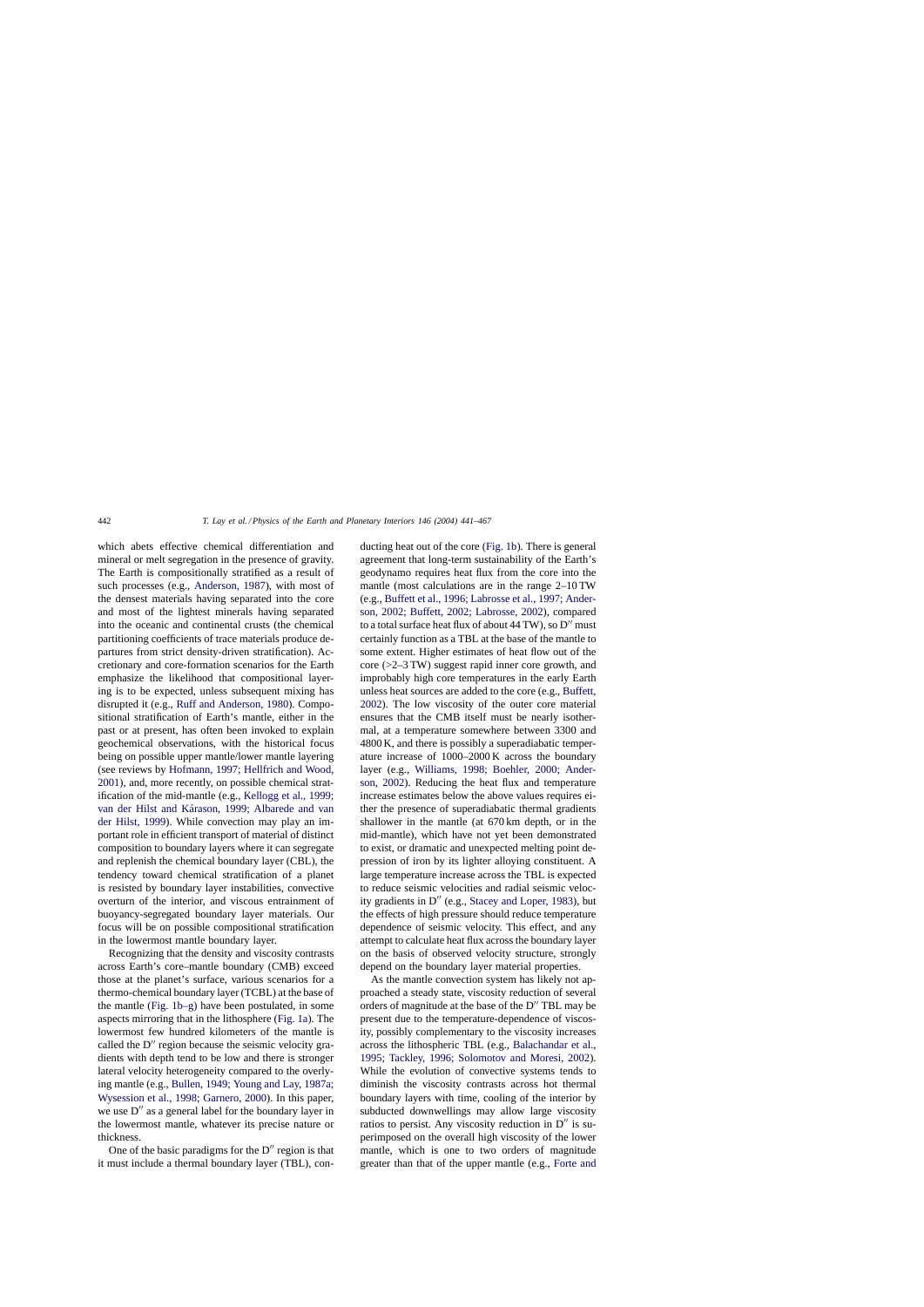which abets effective chemical differentiation and mineral or melt segregation in the presence of gravity. The Earth is compositionally stratified as a result of such processes (e.g., Anderson, 1987), with most of the densest materials having separated into the core and most of the lightest minerals having separated into the oceanic and continental crusts (the chemical partitioning coefficients of trace materials produce departures from strict density-driven stratification). Accretionary and core-formation scenarios for the Earth emphasize the likelihood that compositional layering is to be expected, unless subsequent mixing has disrupted it (e.g., Ruff and Anderson, 1980). Compositional stratification of Earth's mantle, either in the past or at present, has often been invoked to explain geochemical observations, with the historical focus being on possible upper mantle/lower mantle layering (see reviews by Hofmann, 1997; Hellfrich and Wood, 2001), and, more recently, on possible chemical stratification of the mid-mantle (e.g., Kellogg et al., 1999; van der Hilst and Kárason, 1999; Albarede and van der Hilst, 1999). While convection may play an important role in efficient transport of material of distinct composition to boundary layers where it can segregate and replenish the chemical boundary layer (CBL), the tendency toward chemical stratification of a planet is resisted by boundary layer instabilities, convective overturn of the interior, and viscous entrainment of buoyancy-segregated boundary layer materials. Our focus will be on possible compositional stratification in the lowermost mantle boundary layer.

Recognizing that the density and viscosity contrasts across Earth's core–mantle boundary (CMB) exceed those at the planet's surface, various scenarios for a thermo-chemical boundary layer (TCBL) at the base of the mantle (Fig. 1b–g) have been postulated, in some aspects mirroring that in the lithosphere (Fig. 1a). The lowermost few hundred kilometers of the mantle is called the D″ region because the seismic velocity gradients with depth tend to be low and there is stronger lateral velocity heterogeneity compared to the overlying mantle (e.g., Bullen, 1949; Young and Lay, 1987a; Wysession et al., 1998; Garnero, 2000). In this paper, we use D″ as a general label for the boundary layer in the lowermost mantle, whatever its precise nature or thickness.

One of the basic paradigms for the D″ region is that it must include a thermal boundary layer (TBL), conducting heat out of the core (Fig. 1b). There is general agreement that long-term sustainability of the Earth's geodynamo requires heat flux from the core into the mantle (most calculations are in the range 2–10 TW (e.g., Buffett et al., 1996; Labrosse et al., 1997; Anderson, 2002; Buffett, 2002; Labrosse, 2002), compared to a total surface heat flux of about 44 TW), so D″ must certainly function as a TBL at the base of the mantle to some extent. Higher estimates of heat flow out of the core (>2–3 TW) suggest rapid inner core growth, and improbably high core temperatures in the early Earth unless heat sources are added to the core (e.g., Buffett, 2002). The low viscosity of the outer core material ensures that the CMB itself must be nearly isothermal, at a temperature somewhere between 3300 and 4800 K, and there is possibly a superadiabatic temperature increase of 1000–2000 K across the boundary layer (e.g., Williams, 1998; Boehler, 2000; Anderson, 2002). Reducing the heat flux and temperature increase estimates below the above values requires either the presence of superadiabatic thermal gradients shallower in the mantle (at 670 km depth, or in the mid-mantle), which have not yet been demonstrated to exist, or dramatic and unexpected melting point depression of iron by its lighter alloying constituent. A large temperature increase across the TBL is expected to reduce seismic velocities and radial seismic velocity gradients in D″ (e.g., Stacey and Loper, 1983), but the effects of high pressure should reduce temperature dependence of seismic velocity. This effect, and any attempt to calculate heat flux across the boundary layer on the basis of observed velocity structure, strongly depend on the boundary layer material properties.

As the mantle convection system has likely not approached a steady state, viscosity reduction of several orders of magnitude at the base of the D″ TBL may be present due to the temperature-dependence of viscosity, possibly complementary to the viscosity increases across the lithospheric TBL (e.g., Balachandar et al., 1995; Tackley, 1996; Solomotov and Moresi, 2002). While the evolution of convective systems tends to diminish the viscosity contrasts across hot thermal boundary layers with time, cooling of the interior by subducted downwellings may allow large viscosity ratios to persist. Any viscosity reduction in D″ is superimposed on the overall high viscosity of the lower mantle, which is one to two orders of magnitude greater than that of the upper mantle (e.g., Forte and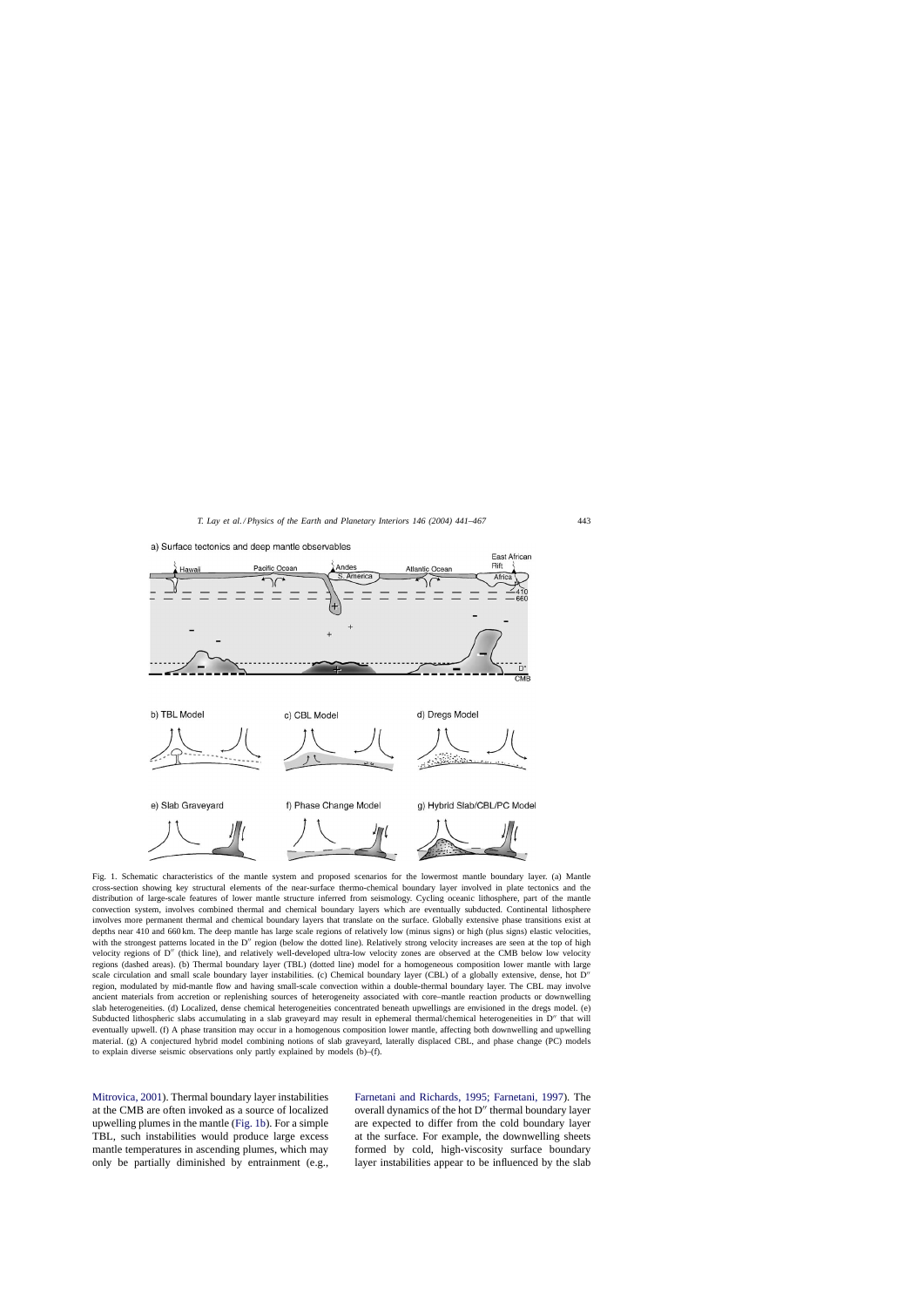Fig. 1. Schematic characteristics of the mantle system and proposed scenarios for the lowermost mantle boundary layer. (a) Mantle cross-section showing key structural elements of the near-surface thermo-chemical boundary layer involved in plate tectonics and the distribution of large-scale features of lower mantle structure inferred from seismology. Cycling oceanic lithosphere, part of the mantle convection system, involves combined thermal and chemical boundary layers which are eventually subducted. Continental lithosphere involves more permanent thermal and chemical boundary layers that translate on the surface. Globally extensive phase transitions exist at depths near 410 and 660 km. The deep mantle has large scale regions of relatively low (minus signs) or high (plus signs) elastic velocities, with the strongest patterns located in the D″ region (below the dotted line). Relatively strong velocity increases are seen at the top of high velocity regions of D″ (thick line), and relatively well-developed ultra-low velocity zones are observed at the CMB below low velocity regions (dashed areas). (b) Thermal boundary layer (TBL) (dotted line) model for a homogeneous composition lower mantle with large scale circulation and small scale boundary layer instabilities. (c) Chemical boundary layer (CBL) of a globally extensive, dense, hot D″ region, modulated by mid-mantle flow and having small-scale convection within a double-thermal boundary layer. The CBL may involve ancient materials from accretion or replenishing sources of heterogeneity associated with core–mantle reaction products or downwelling slab heterogeneities. (d) Localized, dense chemical heterogeneities concentrated beneath upwellings are envisioned in the dregs model. (e) Subducted lithospheric slabs accumulating in a slab graveyard may result in ephemeral thermal/chemical heterogeneities in D″ that will eventually upwell. (f) A phase transition may occur in a homogenous composition lower mantle, affecting both downwelling and upwelling material. (g) A conjectured hybrid model combining notions of slab graveyard, laterally displaced CBL, and phase change (PC) models to explain diverse seismic observations only partly explained by models (b)–(f).

Mitrovica, 2001). Thermal boundary layer instabilities at the CMB are often invoked as a source of localized upwelling plumes in the mantle (Fig. 1b). For a simple TBL, such instabilities would produce large excess mantle temperatures in ascending plumes, which may only be partially diminished by entrainment (e.g., Farnetani and Richards, 1995; Farnetani, 1997). The overall dynamics of the hot D″ thermal boundary layer are expected to differ from the cold boundary layer at the surface. For example, the downwelling sheets formed by cold, high-viscosity surface boundary layer instabilities appear to be influenced by the slab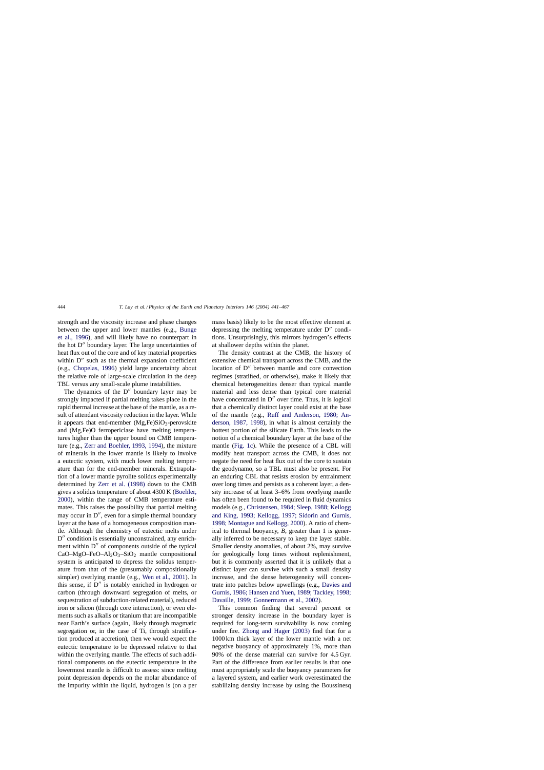strength and the viscosity increase and phase changes between the upper and lower mantles (e.g., Bunge et al., 1996), and will likely have no counterpart in the hot D″ boundary layer. The large uncertainties of heat flux out of the core and of key material properties within D″ such as the thermal expansion coefficient (e.g., Chopelas, 1996) yield large uncertainty about the relative role of large-scale circulation in the deep TBL versus any small-scale plume instabilities.

The dynamics of the D″ boundary layer may be strongly impacted if partial melting takes place in the rapid thermal increase at the base of the mantle, as a result of attendant viscosity reduction in the layer. While it appears that end-member (Mg,Fe)$SiO_3$-perovskite and (Mg,Fe)O ferropericlase have melting temperatures higher than the upper bound on CMB temperature (e.g., Zerr and Boehler, 1993, 1994), the mixture of minerals in the lower mantle is likely to involve a eutectic system, with much lower melting temperature than for the end-member minerals. Extrapolation of a lower mantle pyrolite solidus experimentally determined by Zerr et al. (1998) down to the CMB gives a solidus temperature of about 4300 K (Boehler, 2000), within the range of CMB temperature estimates. This raises the possibility that partial melting may occur in D″, even for a simple thermal boundary layer at the base of a homogeneous composition mantle. Although the chemistry of eutectic melts under D″ condition is essentially unconstrained, any enrichment within D″ of components outside of the typical CaO–MgO–FeO–$Al_2O_3$–$SiO_2$ mantle compositional system is anticipated to depress the solidus temperature from that of the (presumably compositionally simpler) overlying mantle (e.g., Wen et al., 2001). In this sense, if D″ is notably enriched in hydrogen or carbon (through downward segregation of melts, or sequestration of subduction-related material), reduced iron or silicon (through core interaction), or even elements such as alkalis or titanium that are incompatible near Earth's surface (again, likely through magmatic segregation or, in the case of Ti, through stratification produced at accretion), then we would expect the eutectic temperature to be depressed relative to that within the overlying mantle. The effects of such additional components on the eutectic temperature in the lowermost mantle is difficult to assess: since melting point depression depends on the molar abundance of the impurity within the liquid, hydrogen is (on a per mass basis) likely to be the most effective element at depressing the melting temperature under D″ conditions. Unsurprisingly, this mirrors hydrogen's effects at shallower depths within the planet.

The density contrast at the CMB, the history of extensive chemical transport across the CMB, and the location of D″ between mantle and core convection regimes (stratified, or otherwise), make it likely that chemical heterogeneities denser than typical mantle material and less dense than typical core material have concentrated in D″ over time. Thus, it is logical that a chemically distinct layer could exist at the base of the mantle (e.g., Ruff and Anderson, 1980; Anderson, 1987, 1998), in what is almost certainly the hottest portion of the silicate Earth. This leads to the notion of a chemical boundary layer at the base of the mantle (Fig. 1c). While the presence of a CBL will modify heat transport across the CMB, it does not negate the need for heat flux out of the core to sustain the geodynamo, so a TBL must also be present. For an enduring CBL that resists erosion by entrainment over long times and persists as a coherent layer, a density increase of at least 3–6% from overlying mantle has often been found to be required in fluid dynamics models (e.g., Christensen, 1984; Sleep, 1988; Kellogg and King, 1993; Kellogg, 1997; Sidorin and Gurnis, 1998; Montague and Kellogg, 2000). A ratio of chemical to thermal buoyancy, $B$, greater than 1 is generally inferred to be necessary to keep the layer stable. Smaller density anomalies, of about 2%, may survive for geologically long times without replenishment, but it is commonly asserted that it is unlikely that a distinct layer can survive with such a small density increase, and the dense heterogeneity will concentrate into patches below upwellings (e.g., Davies and Gurnis, 1986; Hansen and Yuen, 1989; Tackley, 1998; Davaille, 1999; Gonnermann et al., 2002).

This common finding that several percent or stronger density increase in the boundary layer is required for long-term survivability is now coming under fire. Zhong and Hager (2003) find that for a 1000 km thick layer of the lower mantle with a net negative buoyancy of approximately 1%, more than 90% of the dense material can survive for 4.5 Gyr. Part of the difference from earlier results is that one must appropriately scale the buoyancy parameters for a layered system, and earlier work overestimated the stabilizing density increase by using the Boussinesq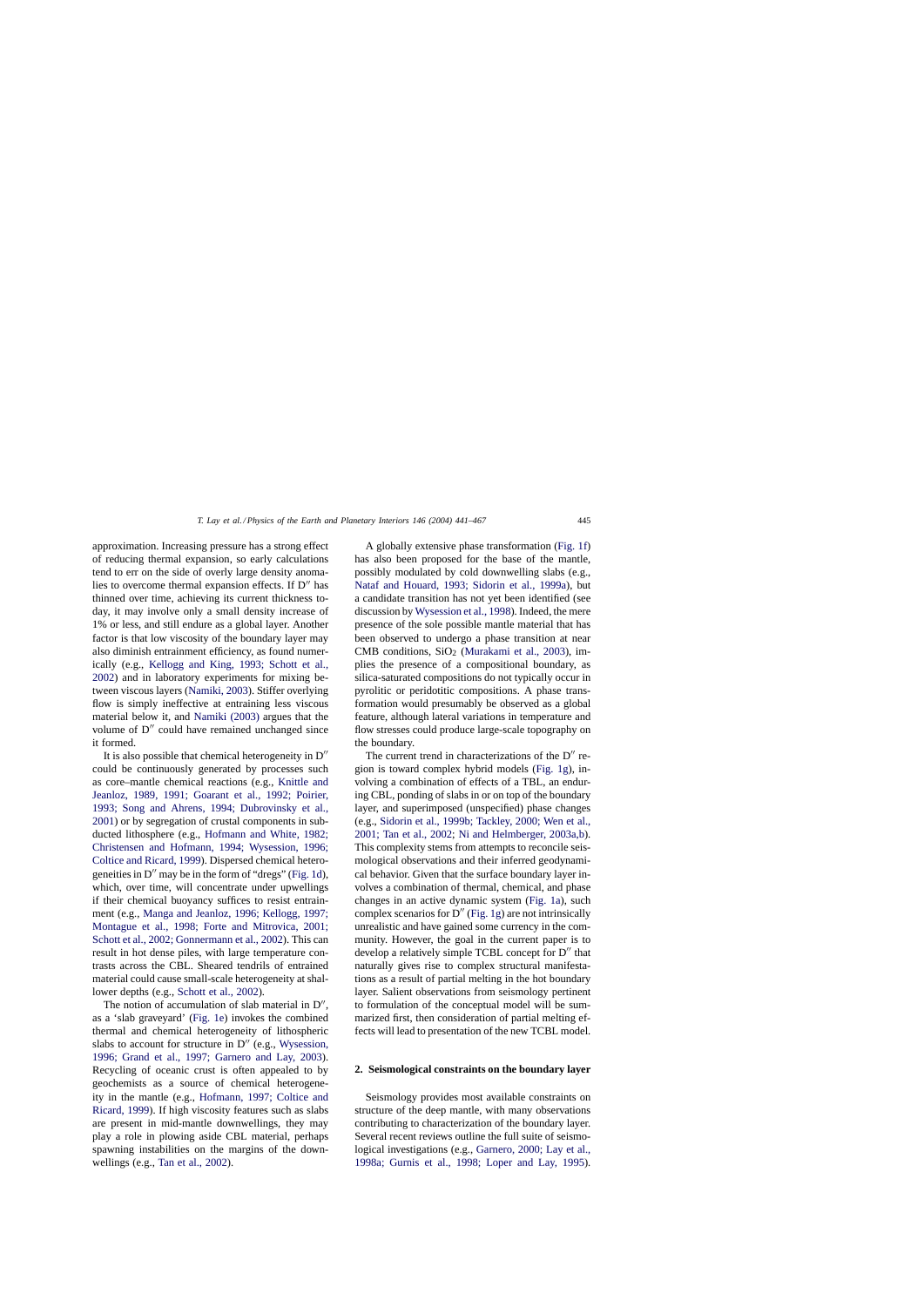approximation. Increasing pressure has a strong effect of reducing thermal expansion, so early calculations tend to err on the side of overly large density anomalies to overcome thermal expansion effects. If D″ has thinned over time, achieving its current thickness today, it may involve only a small density increase of 1% or less, and still endure as a global layer. Another factor is that low viscosity of the boundary layer may also diminish entrainment efficiency, as found numerically (e.g., Kellogg and King, 1993; Schott et al., 2002) and in laboratory experiments for mixing between viscous layers (Namiki, 2003). Stiffer overlying flow is simply ineffective at entraining less viscous material below it, and Namiki (2003) argues that the volume of D″ could have remained unchanged since it formed.

It is also possible that chemical heterogeneity in D″ could be continuously generated by processes such as core–mantle chemical reactions (e.g., Knittle and Jeanloz, 1989, 1991; Goarant et al., 1992; Poirier, 1993; Song and Ahrens, 1994; Dubrovinsky et al., 2001) or by segregation of crustal components in subducted lithosphere (e.g., Hofmann and White, 1982; Christensen and Hofmann, 1994; Wysession, 1996; Coltice and Ricard, 1999). Dispersed chemical heterogeneities in D″ may be in the form of "dregs" (Fig. 1d), which, over time, will concentrate under upwellings if their chemical buoyancy suffices to resist entrainment (e.g., Manga and Jeanloz, 1996; Kellogg, 1997; Montague et al., 1998; Forte and Mitrovica, 2001; Schott et al., 2002; Gonnermann et al., 2002). This can result in hot dense piles, with large temperature contrasts across the CBL. Sheared tendrils of entrained material could cause small-scale heterogeneity at shallower depths (e.g., Schott et al., 2002).

The notion of accumulation of slab material in D″, as a 'slab graveyard' (Fig. 1e) invokes the combined thermal and chemical heterogeneity of lithospheric slabs to account for structure in D″ (e.g., Wysession, 1996; Grand et al., 1997; Garnero and Lay, 2003). Recycling of oceanic crust is often appealed to by geochemists as a source of chemical heterogeneity in the mantle (e.g., Hofmann, 1997; Coltice and Ricard, 1999). If high viscosity features such as slabs are present in mid-mantle downwellings, they may play a role in plowing aside CBL material, perhaps spawning instabilities on the margins of the downwellings (e.g., Tan et al., 2002).

A globally extensive phase transformation (Fig. 1f) has also been proposed for the base of the mantle, possibly modulated by cold downwelling slabs (e.g., Nataf and Houard, 1993; Sidorin et al., 1999a), but a candidate transition has not yet been identified (see discussion by Wysession et al., 1998). Indeed, the mere presence of the sole possible mantle material that has been observed to undergo a phase transition at near CMB conditions, $SiO_2$ (Murakami et al., 2003), implies the presence of a compositional boundary, as silica-saturated compositions do not typically occur in pyrolitic or peridotitic compositions. A phase transformation would presumably be observed as a global feature, although lateral variations in temperature and flow stresses could produce large-scale topography on the boundary.

The current trend in characterizations of the D″ region is toward complex hybrid models (Fig. 1g), involving a combination of effects of a TBL, an enduring CBL, ponding of slabs in or on top of the boundary layer, and superimposed (unspecified) phase changes (e.g., Sidorin et al., 1999b; Tackley, 2000; Wen et al., 2001; Tan et al., 2002; Ni and Helmberger, 2003a,b). This complexity stems from attempts to reconcile seismological observations and their inferred geodynamical behavior. Given that the surface boundary layer involves a combination of thermal, chemical, and phase changes in an active dynamic system (Fig. 1a), such complex scenarios for D″ (Fig. 1g) are not intrinsically unrealistic and have gained some currency in the community. However, the goal in the current paper is to develop a relatively simple TCBL concept for D″ that naturally gives rise to complex structural manifestations as a result of partial melting in the hot boundary layer. Salient observations from seismology pertinent to formulation of the conceptual model will be summarized first, then consideration of partial melting effects will lead to presentation of the new TCBL model.

## 2. Seismological constraints on the boundary layer

Seismology provides most available constraints on structure of the deep mantle, with many observations contributing to characterization of the boundary layer. Several recent reviews outline the full suite of seismological investigations (e.g., Garnero, 2000; Lay et al., 1998a; Gurnis et al., 1998; Loper and Lay, 1995).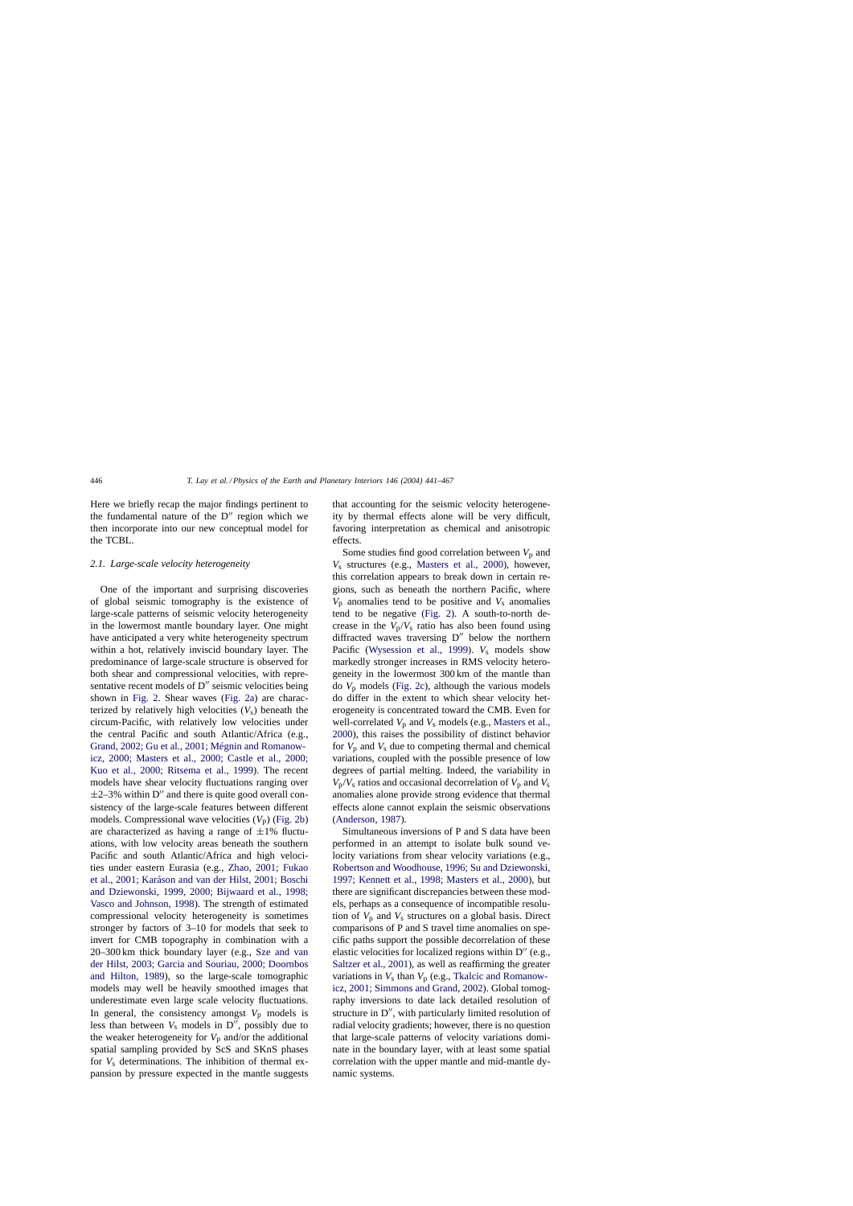Here we briefly recap the major findings pertinent to the fundamental nature of the D″ region which we then incorporate into our new conceptual model for the TCBL.

### 2.1. Large-scale velocity heterogeneity

One of the important and surprising discoveries of global seismic tomography is the existence of large-scale patterns of seismic velocity heterogeneity in the lowermost mantle boundary layer. One might have anticipated a very white heterogeneity spectrum within a hot, relatively inviscid boundary layer. The predominance of large-scale structure is observed for both shear and compressional velocities, with representative recent models of D″ seismic velocities being shown in Fig. 2. Shear waves (Fig. 2a) are characterized by relatively high velocities ($V_s$) beneath the circum-Pacific, with relatively low velocities under the central Pacific and south Atlantic/Africa (e.g., Grand, 2002; Gu et al., 2001; Mégnin and Romanowicz, 2000; Masters et al., 2000; Castle et al., 2000; Kuo et al., 2000; Ritsema et al., 1999). The recent models have shear velocity fluctuations ranging over ±2–3% within D″ and there is quite good overall consistency of the large-scale features between different models. Compressional wave velocities ($V_p$) (Fig. 2b) are characterized as having a range of ±1% fluctuations, with low velocity areas beneath the southern Pacific and south Atlantic/Africa and high velocities under eastern Eurasia (e.g., Zhao, 2001; Fukao et al., 2001; Karáson and van der Hilst, 2001; Boschi and Dziewonski, 1999, 2000; Bijwaard et al., 1998; Vasco and Johnson, 1998). The strength of estimated compressional velocity heterogeneity is sometimes stronger by factors of 3–10 for models that seek to invert for CMB topography in combination with a 20–300 km thick boundary layer (e.g., Sze and van der Hilst, 2003; Garcia and Souriau, 2000; Doornbos and Hilton, 1989), so the large-scale tomographic models may well be heavily smoothed images that underestimate even large scale velocity fluctuations. In general, the consistency amongst $V_p$ models is less than between $V_s$ models in D″, possibly due to the weaker heterogeneity for $V_p$ and/or the additional spatial sampling provided by ScS and SKnS phases for $V_s$ determinations. The inhibition of thermal expansion by pressure expected in the mantle suggests that accounting for the seismic velocity heterogeneity by thermal effects alone will be very difficult, favoring interpretation as chemical and anisotropic effects.

Some studies find good correlation between $V_p$ and $V_s$ structures (e.g., Masters et al., 2000), however, this correlation appears to break down in certain regions, such as beneath the northern Pacific, where $V_p$ anomalies tend to be positive and $V_s$ anomalies tend to be negative (Fig. 2). A south-to-north decrease in the $V_p/V_s$ ratio has also been found using diffracted waves traversing D″ below the northern Pacific (Wysession et al., 1999). $V_s$ models show markedly stronger increases in RMS velocity heterogeneity in the lowermost 300 km of the mantle than do $V_p$ models (Fig. 2c), although the various models do differ in the extent to which shear velocity heterogeneity is concentrated toward the CMB. Even for well-correlated $V_p$ and $V_s$ models (e.g., Masters et al., 2000), this raises the possibility of distinct behavior for $V_p$ and $V_s$ due to competing thermal and chemical variations, coupled with the possible presence of low degrees of partial melting. Indeed, the variability in $V_p/V_s$ ratios and occasional decorrelation of $V_p$ and $V_s$ anomalies alone provide strong evidence that thermal effects alone cannot explain the seismic observations (Anderson, 1987).

Simultaneous inversions of P and S data have been performed in an attempt to isolate bulk sound velocity variations from shear velocity variations (e.g., Robertson and Woodhouse, 1996; Su and Dziewonski, 1997; Kennett et al., 1998; Masters et al., 2000), but there are significant discrepancies between these models, perhaps as a consequence of incompatible resolution of $V_p$ and $V_s$ structures on a global basis. Direct comparisons of P and S travel time anomalies on specific paths support the possible decorrelation of these elastic velocities for localized regions within D″ (e.g., Saltzer et al., 2001), as well as reaffirming the greater variations in $V_s$ than $V_p$ (e.g., Tkalcic and Romanowicz, 2001; Simmons and Grand, 2002). Global tomography inversions to date lack detailed resolution of structure in D″, with particularly limited resolution of radial velocity gradients; however, there is no question that large-scale patterns of velocity variations dominate in the boundary layer, with at least some spatial correlation with the upper mantle and mid-mantle dynamic systems.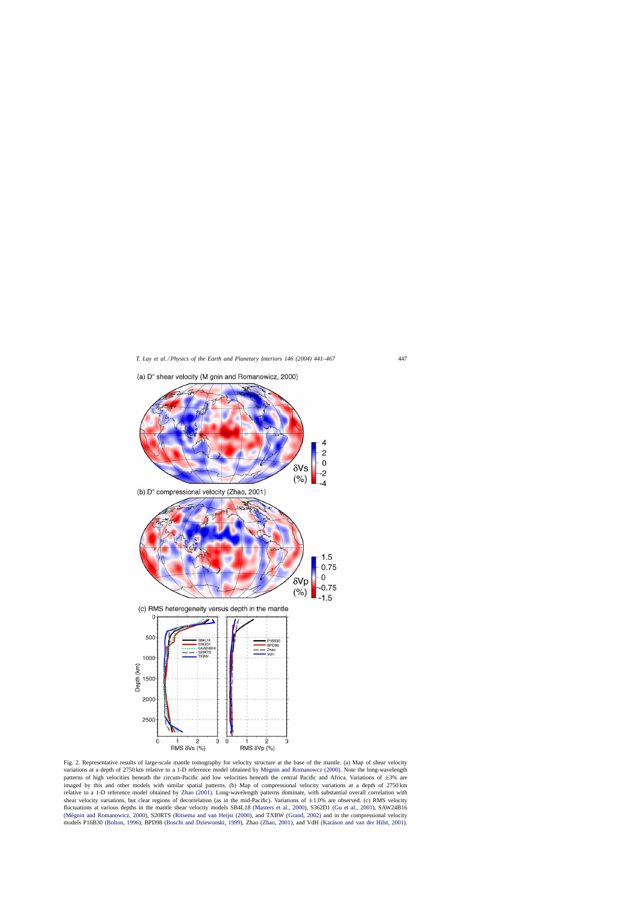(a) D" shear velocity (M gnin and Romanowicz, 2000)

δVs (%)

4
2
0
-2
-4

(b) D" compressional velocity (Zhao, 2001)

δVp (%)

1.5
0.75
0
-0.75
-1.5

(c) RMS heterogeneity versus depth in the mantle

Depth (km)

SB4L18
S362D1
SAW24B16
S20RTS
TXBW

P16B30
BPD98
Zhao
VdH

RMS δVs (%)

RMS δVp (%)

Fig. 2. Representative results of large-scale mantle tomography for velocity structure at the base of the mantle. (a) Map of shear velocity variations at a depth of 2750 km relative to a 1-D reference model obtained by Mégnin and Romanowicz (2000). Note the long-wavelength patterns of high velocities beneath the circum-Pacific and low velocities beneath the central Pacific and Africa. Variations of ±3% are imaged by this and other models with similar spatial patterns. (b) Map of compressional velocity variations at a depth of 2750 km relative to a 1-D reference model obtained by Zhao (2001). Long-wavelength patterns dominate, with substantial overall correlation with shear velocity variations, but clear regions of decorrelation (as in the mid-Pacific). Variations of ±1.0% are observed. (c) RMS velocity fluctuations at various depths in the mantle shear velocity models SB4L18 (Masters et al., 2000), S362D1 (Gu et al., 2001), SAW24B16 (Mégnin and Romanowicz, 2000), S20RTS (Ritsema and van Heijst (2000), and TXBW (Grand, 2002) and in the compressional velocity models P16B30 (Bolton, 1996), BPD98 (Boschi and Dziewonski, 1999), Zhao (Zhao, 2001), and VdH (Karáson and van der Hilst, 2001).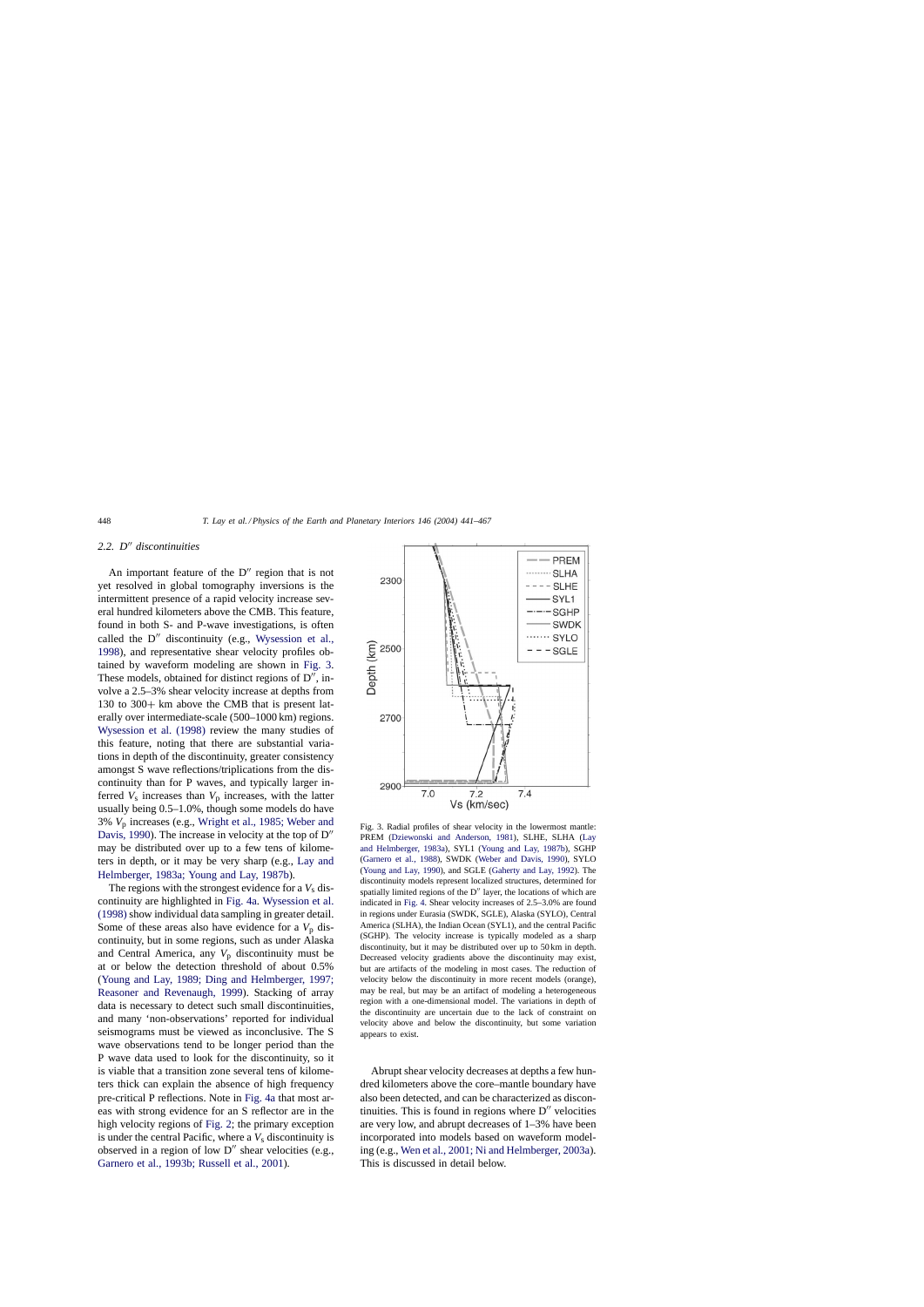## 2.2. D″ discontinuities

An important feature of the D″ region that is not yet resolved in global tomography inversions is the intermittent presence of a rapid velocity increase several hundred kilometers above the CMB. This feature, found in both S- and P-wave investigations, is often called the D″ discontinuity (e.g., Wysession et al., 1998), and representative shear velocity profiles obtained by waveform modeling are shown in Fig. 3. These models, obtained for distinct regions of D″, involve a 2.5–3% shear velocity increase at depths from 130 to 300+ km above the CMB that is present laterally over intermediate-scale (500–1000 km) regions. Wysession et al. (1998) review the many studies of this feature, noting that there are substantial variations in depth of the discontinuity, greater consistency amongst S wave reflections/triplications from the discontinuity than for P waves, and typically larger inferred $V_s$ increases than $V_p$ increases, with the latter usually being 0.5–1.0%, though some models do have 3% $V_p$ increases (e.g., Wright et al., 1985; Weber and Davis, 1990). The increase in velocity at the top of D″ may be distributed over up to a few tens of kilometers in depth, or it may be very sharp (e.g., Lay and Helmberger, 1983a; Young and Lay, 1987b).

The regions with the strongest evidence for a $V_s$ discontinuity are highlighted in Fig. 4a. Wysession et al. (1998) show individual data sampling in greater detail. Some of these areas also have evidence for a $V_p$ discontinuity, but in some regions, such as under Alaska and Central America, any $V_p$ discontinuity must be at or below the detection threshold of about 0.5% (Young and Lay, 1989; Ding and Helmberger, 1997; Reasoner and Revenaugh, 1999). Stacking of array data is necessary to detect such small discontinuities, and many 'non-observations' reported for individual seismograms must be viewed as inconclusive. The S wave observations tend to be longer period than the P wave data used to look for the discontinuity, so it is viable that a transition zone several tens of kilometers thick can explain the absence of high frequency pre-critical P reflections. Note in Fig. 4a that most areas with strong evidence for an S reflector are in the high velocity regions of Fig. 2; the primary exception is under the central Pacific, where a $V_s$ discontinuity is observed in a region of low D″ shear velocities (e.g., Garnero et al., 1993b; Russell et al., 2001).

Fig. 3. Radial profiles of shear velocity in the lowermost mantle: PREM (Dziewonski and Anderson, 1981), SLHE, SLHA (Lay and Helmberger, 1983a), SYL1 (Young and Lay, 1987b), SGHP (Garnero et al., 1988), SWDK (Weber and Davis, 1990), SYLO (Young and Lay, 1990), and SGLE (Gaherty and Lay, 1992). The discontinuity models represent localized structures, determined for spatially limited regions of the D″ layer, the locations of which are indicated in Fig. 4. Shear velocity increases of 2.5–3.0% are found in regions under Eurasia (SWDK, SGLE), Alaska (SYLO), Central America (SLHA), the Indian Ocean (SYL1), and the central Pacific (SGHP). The velocity increase is typically modeled as a sharp discontinuity, but it may be distributed over up to 50 km in depth. Decreased velocity gradients above the discontinuity may exist, but are artifacts of the modeling in most cases. The reduction of velocity below the discontinuity in more recent models (orange), may be real, but may be an artifact of modeling a heterogeneous region with a one-dimensional model. The variations in depth of the discontinuity are uncertain due to the lack of constraint on velocity above and below the discontinuity, but some variation appears to exist.

Abrupt shear velocity decreases at depths a few hundred kilometers above the core–mantle boundary have also been detected, and can be characterized as discontinuities. This is found in regions where D″ velocities are very low, and abrupt decreases of 1–3% have been incorporated into models based on waveform modeling (e.g., Wen et al., 2001; Ni and Helmberger, 2003a). This is discussed in detail below.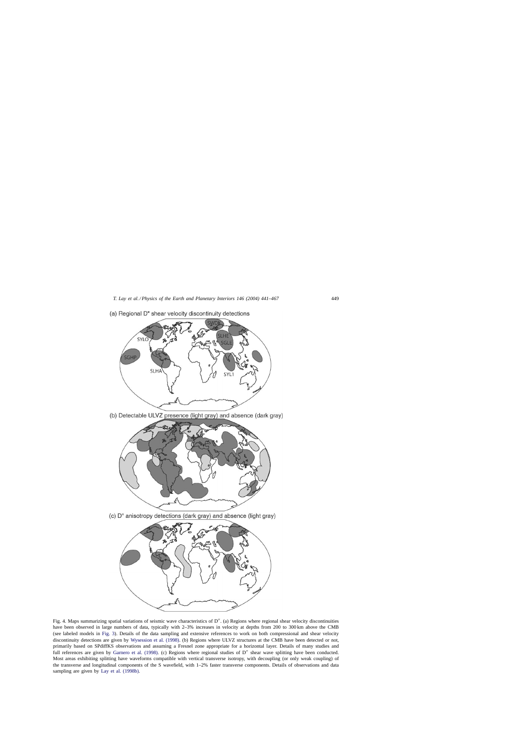(a) Regional D" shear velocity discontinuity detections

(b) Detectable ULVZ presence (light gray) and absence (dark gray)

(c) D" anisotropy detections (dark gray) and absence (light gray)

Fig. 4. Maps summarizing spatial variations of seismic wave characteristics of D″. (a) Regions where regional shear velocity discontinuities have been observed in large numbers of data, typically with 2–3% increases in velocity at depths from 200 to 300 km above the CMB (see labeled models in Fig. 3). Details of the data sampling and extensive references to work on both compressional and shear velocity discontinuity detections are given by Wysession et al. (1998). (b) Regions where ULVZ structures at the CMB have been detected or not, primarily based on SPdiffKS observations and assuming a Fresnel zone appropriate for a horizontal layer. Details of many studies and full references are given by Garnero et al. (1998). (c) Regions where regional studies of D″ shear wave splitting have been conducted. Most areas exhibiting splitting have waveforms compatible with vertical transverse isotropy, with decoupling (or only weak coupling) of the transverse and longitudinal components of the S wavefield, with 1–2% faster transverse components. Details of observations and data sampling are given by Lay et al. (1998b).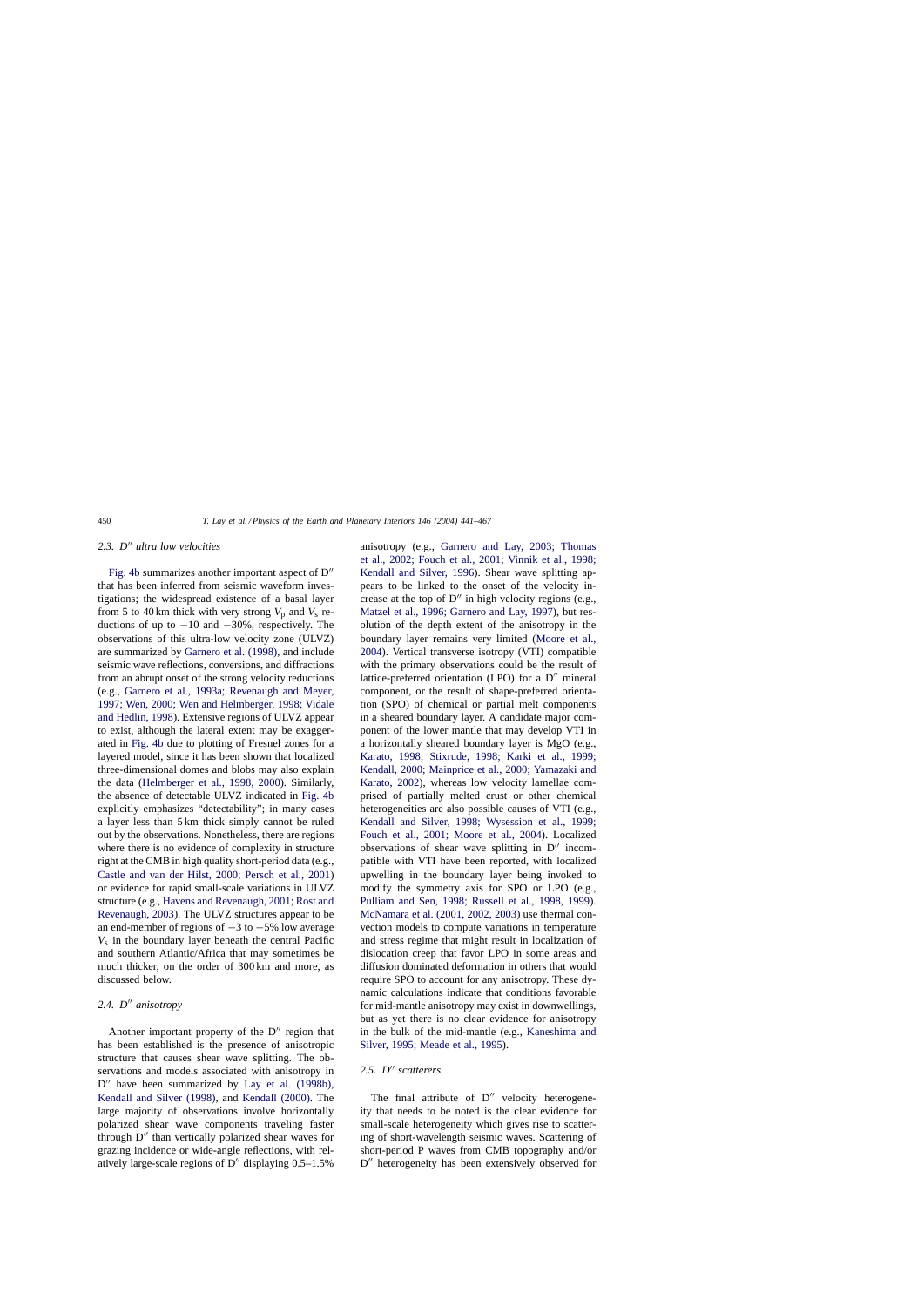### 2.3. D″ ultra low velocities

Fig. 4b summarizes another important aspect of D″ that has been inferred from seismic waveform investigations; the widespread existence of a basal layer from 5 to 40 km thick with very strong $V_p$ and $V_s$ reductions of up to −10 and −30%, respectively. The observations of this ultra-low velocity zone (ULVZ) are summarized by Garnero et al. (1998), and include seismic wave reflections, conversions, and diffractions from an abrupt onset of the strong velocity reductions (e.g., Garnero et al., 1993a; Revenaugh and Meyer, 1997; Wen, 2000; Wen and Helmberger, 1998; Vidale and Hedlin, 1998). Extensive regions of ULVZ appear to exist, although the lateral extent may be exaggerated in Fig. 4b due to plotting of Fresnel zones for a layered model, since it has been shown that localized three-dimensional domes and blobs may also explain the data (Helmberger et al., 1998, 2000). Similarly, the absence of detectable ULVZ indicated in Fig. 4b explicitly emphasizes "detectability"; in many cases a layer less than 5 km thick simply cannot be ruled out by the observations. Nonetheless, there are regions where there is no evidence of complexity in structure right at the CMB in high quality short-period data (e.g., Castle and van der Hilst, 2000; Persch et al., 2001) or evidence for rapid small-scale variations in ULVZ structure (e.g., Havens and Revenaugh, 2001; Rost and Revenaugh, 2003). The ULVZ structures appear to be an end-member of regions of −3 to −5% low average $V_s$ in the boundary layer beneath the central Pacific and southern Atlantic/Africa that may sometimes be much thicker, on the order of 300 km and more, as discussed below.

### 2.4. D″ anisotropy

Another important property of the D″ region that has been established is the presence of anisotropic structure that causes shear wave splitting. The observations and models associated with anisotropy in D″ have been summarized by Lay et al. (1998b), Kendall and Silver (1998), and Kendall (2000). The large majority of observations involve horizontally polarized shear wave components traveling faster through D″ than vertically polarized shear waves for grazing incidence or wide-angle reflections, with relatively large-scale regions of D″ displaying 0.5–1.5% anisotropy (e.g., Garnero and Lay, 2003; Thomas et al., 2002; Fouch et al., 2001; Vinnik et al., 1998; Kendall and Silver, 1996). Shear wave splitting appears to be linked to the onset of the velocity increase at the top of D″ in high velocity regions (e.g., Matzel et al., 1996; Garnero and Lay, 1997), but resolution of the depth extent of the anisotropy in the boundary layer remain very limited (Moore et al., 2004). Vertical transverse isotropy (VTI) compatible with the primary observations could be the result of lattice-preferred orientation (LPO) for a D″ mineral component, or the result of shape-preferred orientation (SPO) of chemical or partial melt components in a sheared boundary layer. A candidate major component of the lower mantle that may develop VTI in a horizontally sheared boundary layer is MgO (e.g., Karato, 1998; Stixrude, 1998; Karki et al., 1999; Kendall, 2000; Mainprice et al., 2000; Yamazaki and Karato, 2002), whereas low velocity lamellae comprised of partially melted crust or other chemical heterogeneities are also possible causes of VTI (e.g., Kendall and Silver, 1998; Wysession et al., 1999; Fouch et al., 2001; Moore et al., 2004). Localized observations of shear wave splitting in D″ incompatible with VTI have been reported, with localized upwelling in the boundary layer being invoked to modify the symmetry axis for SPO or LPO (e.g., Pulliam and Sen, 1998; Russell et al., 1998, 1999). McNamara et al. (2001, 2002, 2003) use thermal convection models to compute variations in temperature and stress regime that might result in localization of dislocation creep that favor LPO in some areas and diffusion dominated deformation in others that would require SPO to account for any anisotropy. These dynamic calculations indicate that conditions favorable for mid-mantle anisotropy may exist in downwellings, but as yet there is no clear evidence for anisotropy in the bulk of the mid-mantle (e.g., Kaneshima and Silver, 1995; Meade et al., 1995).

### 2.5. D″ scatterers

The final attribute of D″ velocity heterogeneity that needs to be noted is the clear evidence for small-scale heterogeneity which gives rise to scattering of short-wavelength seismic waves. Scattering of short-period P waves from CMB topography and/or D″ heterogeneity has been extensively observed for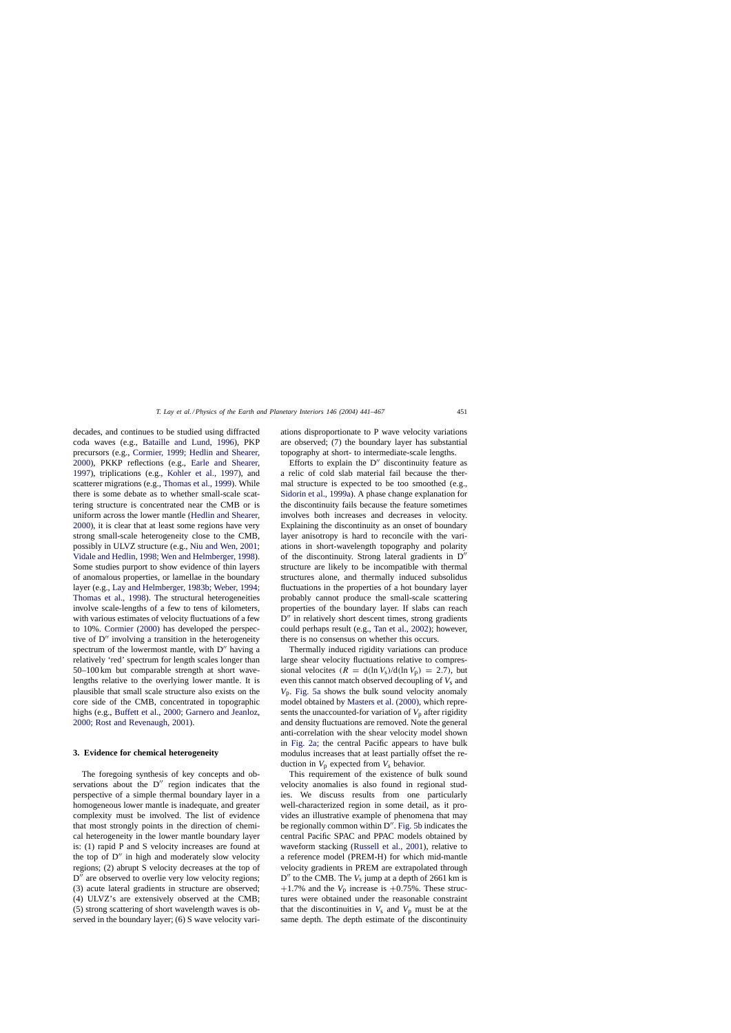decades, and continues to be studied using diffracted coda waves (e.g., Bataille and Lund, 1996), PKP precursors (e.g., Cormier, 1999; Hedlin and Shearer, 2000), PKKP reflections (e.g., Earle and Shearer, 1997), triplications (e.g., Kohler et al., 1997), and scatterer migrations (e.g., Thomas et al., 1999). While there is some debate as to whether small-scale scattering structure is concentrated near the CMB or is uniform across the lower mantle (Hedlin and Shearer, 2000), it is clear that at least some regions have very strong small-scale heterogeneity close to the CMB, possibly in ULVZ structure (e.g., Niu and Wen, 2001; Vidale and Hedlin, 1998; Wen and Helmberger, 1998). Some studies purport to show evidence of thin layers of anomalous properties, or lamellae in the boundary layer (e.g., Lay and Helmberger, 1983b; Weber, 1994; Thomas et al., 1998). The structural heterogeneities involve scale-lengths of a few to tens of kilometers, with various estimates of velocity fluctuations of a few to 10%. Cormier (2000) has developed the perspective of D″ involving a transition in the heterogeneity spectrum of the lowermost mantle, with D″ having a relatively 'red' spectrum for length scales longer than 50–100 km but comparable strength at short wavelengths relative to the overlying lower mantle. It is plausible that small scale structure also exists on the core side of the CMB, concentrated in topographic highs (e.g., Buffett et al., 2000; Garnero and Jeanloz, 2000; Rost and Revenaugh, 2001).

## 3. Evidence for chemical heterogeneity

The foregoing synthesis of key concepts and observations about the D″ region indicates that the perspective of a simple thermal boundary layer in a homogeneous lower mantle is inadequate, and greater complexity must be involved. The list of evidence that most strongly points in the direction of chemical heterogeneity in the lower mantle boundary layer is: (1) rapid P and S velocity increases are found at the top of D″ in high and moderately slow velocity regions; (2) abrupt S velocity decreases at the top of D″ are observed to overlie very low velocity regions; (3) acute lateral gradients in structure are observed; (4) ULVZ's are extensively observed at the CMB; (5) strong scattering of short wavelength waves is observed in the boundary layer; (6) S wave velocity variations disproportionate to P wave velocity variations are observed; (7) the boundary layer has substantial topography at short- to intermediate-scale lengths.

Efforts to explain the D″ discontinuity feature as a relic of cold slab material fail because the thermal structure is expected to be too smoothed (e.g., Sidorin et al., 1999a). A phase change explanation for the discontinuity fails because the feature sometimes involves both increases and decreases in velocity. Explaining the discontinuity as an onset of boundary layer anisotropy is hard to reconcile with the variations in short-wavelength topography and polarity of the discontinuity. Strong lateral gradients in D″ structure are likely to be incompatible with thermal structures alone, and thermally induced subsolidus fluctuations in the properties of a hot boundary layer probably cannot produce the small-scale scattering properties of the boundary layer. If slabs can reach D″ in relatively short descent times, strong gradients could perhaps result (e.g., Tan et al., 2002); however, there is no consensus on whether this occurs.

Thermally induced rigidity variations can produce large shear velocity fluctuations relative to compressional velocities ($R = \mathrm{d}(\ln V_s)/\mathrm{d}(\ln V_p) = 2.7$), but even this cannot match observed decoupling of $V_s$ and $V_p$. Fig. 5a shows the bulk sound velocity anomaly model obtained by Masters et al. (2000), which represents the unaccounted-for variation of $V_p$ after rigidity and density fluctuations are removed. Note the general anti-correlation with the shear velocity model shown in Fig. 2a; the central Pacific appears to have bulk modulus increases that at least partially offset the reduction in $V_p$ expected from $V_s$ behavior.

This requirement of the existence of bulk sound velocity anomalies is also found in regional studies. We discuss results from one particularly well-characterized region in some detail, as it provides an illustrative example of phenomena that may be regionally common within D″. Fig. 5b indicates the central Pacific SPAC and PPAC models obtained by waveform stacking (Russell et al., 2001), relative to a reference model (PREM-H) for which mid-mantle velocity gradients in PREM are extrapolated through D″ to the CMB. The $V_s$ jump at a depth of 2661 km is $+1.7\%$ and the $V_p$ increase is $+0.75\%$. These structures were obtained under the reasonable constraint that the discontinuities in $V_s$ and $V_p$ must be at the same depth. The depth estimate of the discontinuity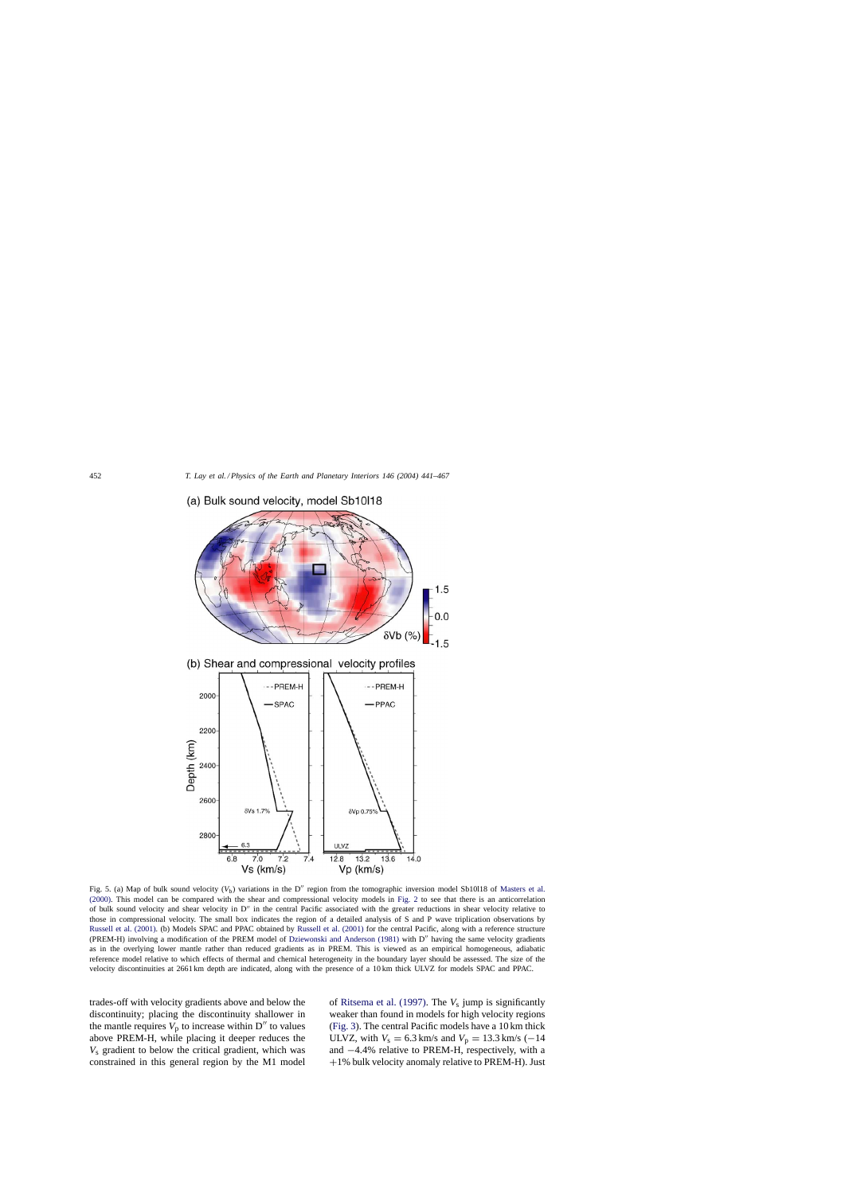(a) Bulk sound velocity, model Sb10l18

(b) Shear and compressional velocity profiles

Fig. 5. (a) Map of bulk sound velocity ($V_b$) variations in the D″ region from the tomographic inversion model Sb10l18 of Masters et al. (2000). This model can be compared with the shear and compressional velocity models in Fig. 2 to see that there is an anticorrelation of bulk sound velocity and shear velocity in D″ in the central Pacific associated with the greater reductions in shear velocity relative to those in compressional velocity. The small box indicates the region of a detailed analysis of S and P wave triplication observations by Russell et al. (2001). (b) Models SPAC and PPAC obtained by Russell et al. (2001) for the central Pacific, along with a reference structure (PREM-H) involving a modification of the PREM model of Dziewonski and Anderson (1981) with D″ having the same velocity gradients as in the overlying lower mantle rather than reduced gradients as in PREM. This is viewed as an empirical homogeneous, adiabatic reference model relative to which effects of thermal and chemical heterogeneity in the boundary layer should be assessed. The size of the velocity discontinuities at 2661 km depth are indicated, along with the presence of a 10 km thick ULVZ for models SPAC and PPAC.

trades-off with velocity gradients above and below the discontinuity; placing the discontinuity shallower in the mantle requires $V_p$ to increase within D″ to values above PREM-H, while placing it deeper reduces the $V_s$ gradient to below the critical gradient, which was constrained in this general region by the M1 model of Ritsema et al. (1997). The $V_s$ jump is significantly weaker than found in models for high velocity regions (Fig. 3). The central Pacific models have a 10 km thick ULVZ, with $V_s = 6.3$ km/s and $V_p = 13.3$ km/s ($-14$ and $-4.4$% relative to PREM-H, respectively, with a $+1$% bulk velocity anomaly relative to PREM-H). Just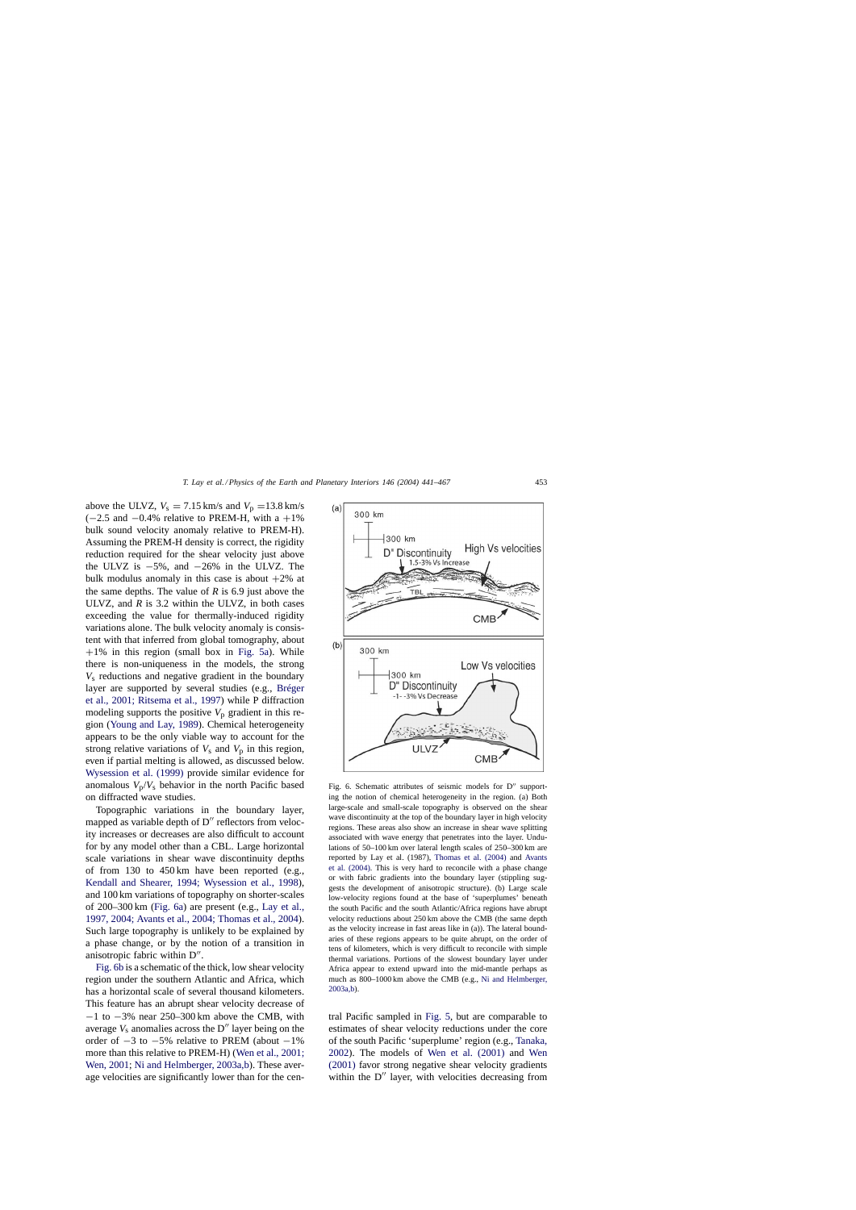above the ULVZ, $V_s = 7.15$ km/s and $V_p = 13.8$ km/s ($-2.5$ and $-0.4\%$ relative to PREM-H, with a $+1\%$ bulk sound velocity anomaly relative to PREM-H). Assuming the PREM-H density is correct, the rigidity reduction required for the shear velocity just above the ULVZ is $-5\%$, and $-26\%$ in the ULVZ. The bulk modulus anomaly in this case is about $+2\%$ at the same depths. The value of $R$ is 6.9 just above the ULVZ, and $R$ is 3.2 within the ULVZ, in both cases exceeding the value for thermally-induced rigidity variations alone. The bulk velocity anomaly is consistent with that inferred from global tomography, about $+1\%$ in this region (small box in Fig. 5a). While there is non-uniqueness in the models, the strong $V_s$ reductions and negative gradient in the boundary layer are supported by several studies (e.g., Bréger et al., 2001; Ritsema et al., 1997) while P diffraction modeling supports the positive $V_p$ gradient in this region (Young and Lay, 1989). Chemical heterogeneity appears to be the only viable way to account for the strong relative variations of $V_s$ and $V_p$ in this region, even if partial melting is allowed, as discussed below. Wysession et al. (1999) provide similar evidence for anomalous $V_p/V_s$ behavior in the north Pacific based on diffracted wave studies.

Topographic variations in the boundary layer, mapped as variable depth of D″ reflectors from velocity increases or decreases are also difficult to account for by any model other than a CBL. Large horizontal scale variations in shear wave discontinuity depths of from 130 to 450 km have been reported (e.g., Kendall and Shearer, 1994; Wysession et al., 1998), and 100 km variations of topography on shorter-scales of 200–300 km (Fig. 6a) are present (e.g., Lay et al., 1997, 2004; Avants et al., 2004; Thomas et al., 2004). Such large topography is unlikely to be explained by a phase change, or by the notion of a transition in anisotropic fabric within D″.

Fig. 6b is a schematic of the thick, low shear velocity region under the southern Atlantic and Africa, which has a horizontal scale of several thousand kilometers. This feature has an abrupt shear velocity decrease of $-1$ to $-3\%$ near 250–300 km above the CMB, with average $V_s$ anomalies across the D″ layer being on the order of $-3$ to $-5\%$ relative to PREM (about $-1\%$ more than this relative to PREM-H) (Wen et al., 2001; Wen, 2001; Ni and Helmberger, 2003a,b). These average velocities are significantly lower than for the central Pacific sampled in Fig. 5, but are comparable to estimates of shear velocity reductions under the core of the south Pacific 'superplume' region (e.g., Tanaka, 2002). The models of Wen et al. (2001) and Wen (2001) favor strong negative shear velocity gradients within the D″ layer, with velocities decreasing from

Fig. 6. Schematic attributes of seismic models for D″ supporting the notion of chemical heterogeneity in the region. (a) Both large-scale and small-scale topography is observed on the shear wave discontinuity at the top of the boundary layer in high velocity regions. These areas also show an increase in shear wave splitting associated with wave energy that penetrates into the layer. Undulations of 50–100 km over lateral length scales of 250–300 km are reported by Lay et al. (1987), Thomas et al. (2004) and Avants et al. (2004). This is very hard to reconcile with a phase change or with fabric gradients into the boundary layer (stippling suggests the development of anisotropic structure). (b) Large scale low-velocity regions found at the base of 'superplumes' beneath the south Pacific and the south Atlantic/Africa regions have abrupt velocity reductions about 250 km above the CMB (the same depth as the velocity increase in fast areas like in (a)). The lateral boundaries of these regions appears to be quite abrupt, on the order of tens of kilometers, which is very difficult to reconcile with simple thermal variations. Portions of the slowest boundary layer under Africa appear to extend upward into the mid-mantle perhaps as much as 800–1000 km above the CMB (e.g., Ni and Helmberger, 2003a,b).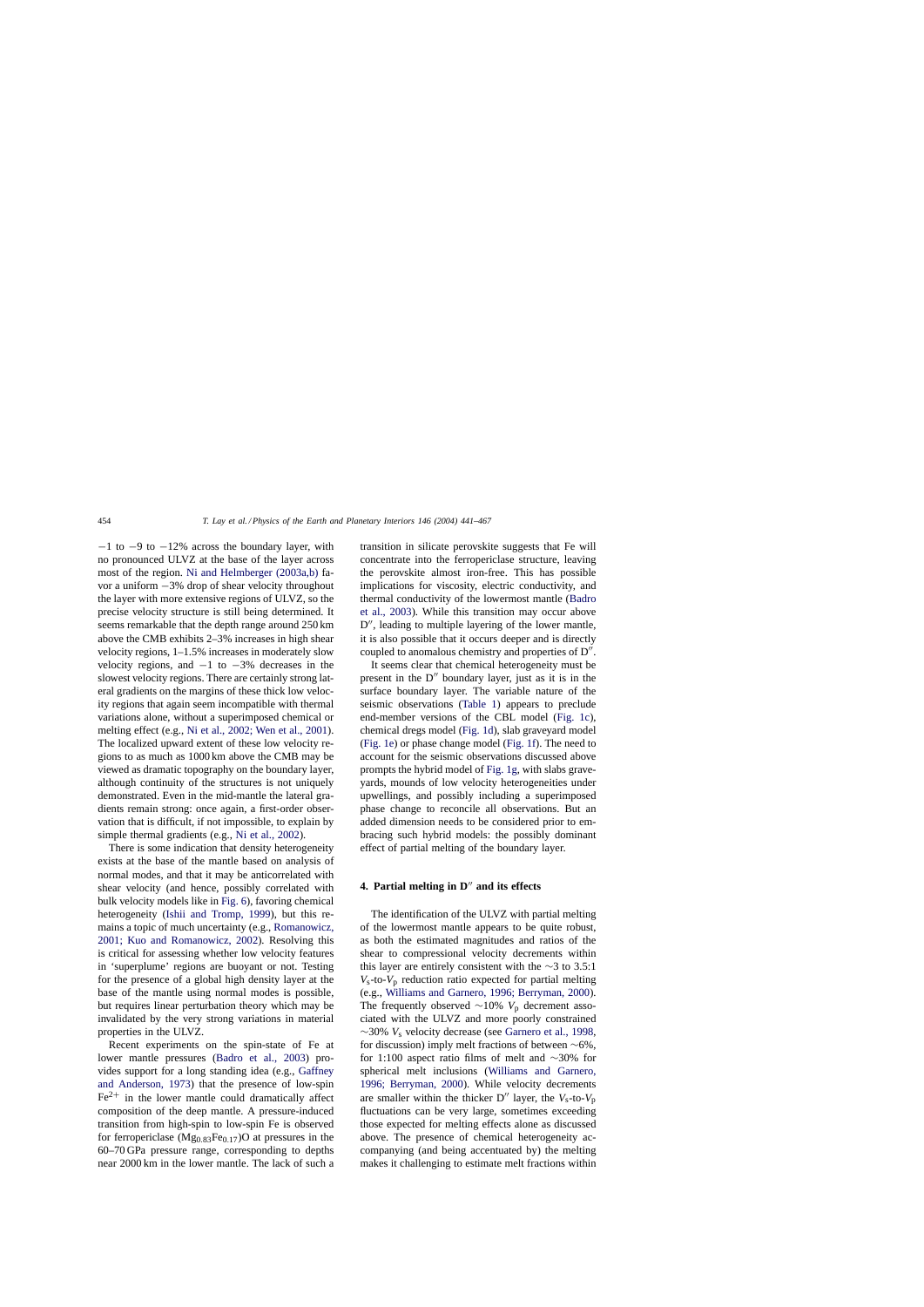−1 to −9 to −12% across the boundary layer, with no pronounced ULVZ at the base of the layer across most of the region. Ni and Helmberger (2003a,b) favor a uniform −3% drop of shear velocity throughout the layer with more extensive regions of ULVZ, so the precise velocity structure is still being determined. It seems remarkable that the depth range around 250 km above the CMB exhibits 2–3% increases in high shear velocity regions, 1–1.5% increases in moderately slow velocity regions, and −1 to −3% decreases in the slowest velocity regions. There are certainly strong lateral gradients on the margins of these thick low velocity regions that again seem incompatible with thermal variations alone, without a superimposed chemical or melting effect (e.g., Ni et al., 2002; Wen et al., 2001). The localized upward extent of these low velocity regions to as much as 1000 km above the CMB may be viewed as dramatic topography on the boundary layer, although continuity of the structures is not uniquely demonstrated. Even in the mid-mantle the lateral gradients remain strong: once again, a first-order observation that is difficult, if not impossible, to explain by simple thermal gradients (e.g., Ni et al., 2002).

There is some indication that density heterogeneity exists at the base of the mantle based on analysis of normal modes, and that it may be anticorrelated with shear velocity (and hence, possibly correlated with bulk velocity models like in Fig. 6), favoring chemical heterogeneity (Ishii and Tromp, 1999), but this remains a topic of much uncertainty (e.g., Romanowicz, 2001; Kuo and Romanowicz, 2002). Resolving this is critical for assessing whether low velocity features in 'superplume' regions are buoyant or not. Testing for the presence of a global high density layer at the base of the mantle using normal modes is possible, but requires linear perturbation theory which may be invalidated by the very strong variations in material properties in the ULVZ.

Recent experiments on the spin-state of Fe at lower mantle pressures (Badro et al., 2003) provides support for a long standing idea (e.g., Gaffney and Anderson, 1973) that the presence of low-spin $Fe^{2+}$ in the lower mantle could dramatically affect composition of the deep mantle. A pressure-induced transition from high-spin to low-spin Fe is observed for ferropericlase $(Mg_{0.83}Fe_{0.17})O$ at pressures in the 60–70 GPa pressure range, corresponding to depths near 2000 km in the lower mantle. The lack of such a transition in silicate perovskite suggests that Fe will concentrate into the ferropericlase structure, leaving the perovskite almost iron-free. This has possible implications for viscosity, electric conductivity, and thermal conductivity of the lowermost mantle (Badro et al., 2003). While this transition may occur above D″, leading to multiple layering of the lower mantle, it is also possible that it occurs deeper and is directly coupled to anomalous chemistry and properties of D″.

It seems clear that chemical heterogeneity must be present in the D″ boundary layer, just as it is in the surface boundary layer. The variable nature of the seismic observations (Table 1) appears to preclude end-member versions of the CBL model (Fig. 1c), chemical dregs model (Fig. 1d), slab graveyard model (Fig. 1e) or phase change model (Fig. 1f). The need to account for the seismic observations discussed above prompts the hybrid model of Fig. 1g, with slabs graveyards, mounds of low velocity heterogeneities under upwellings, and possibly including a superimposed phase change to reconcile all observations. But an added dimension needs to be considered prior to embracing such hybrid models: the possibly dominant effect of partial melting of the boundary layer.

## 4. Partial melting in D″ and its effects

The identification of the ULVZ with partial melting of the lowermost mantle appears to be quite robust, as both the estimated magnitudes and ratios of the shear to compressional velocity decrements within this layer are entirely consistent with the ∼3 to 3.5:1 $V_s$-to-$V_p$ reduction ratio expected for partial melting (e.g., Williams and Garnero, 1996; Berryman, 2000). The frequently observed ∼10% $V_p$ decrement associated with the ULVZ and more poorly constrained ∼30% $V_s$ velocity decrease (see Garnero et al., 1998, for discussion) imply melt fractions of between ∼6%, for 1:100 aspect ratio films of melt and ∼30% for spherical melt inclusions (Williams and Garnero, 1996; Berryman, 2000). While velocity decrements are smaller within the thicker D″ layer, the $V_s$-to-$V_p$ fluctuations can be very large, sometimes exceeding those expected for melting effects alone as discussed above. The presence of chemical heterogeneity accompanying (and being accentuated by) the melting makes it challenging to estimate melt fractions within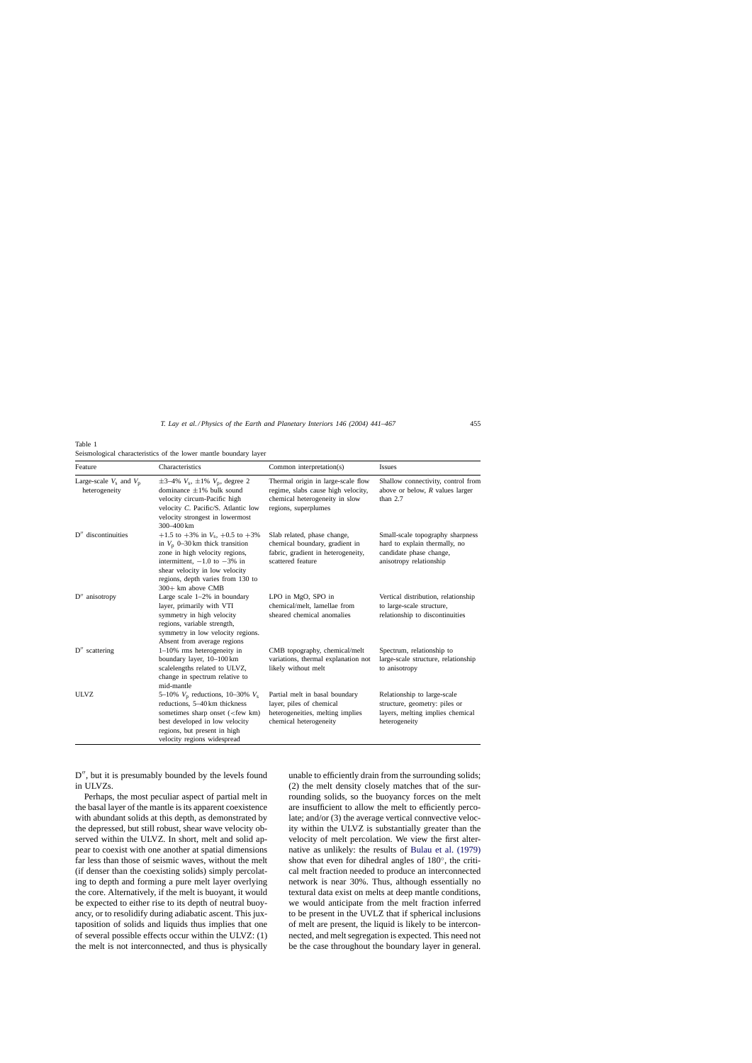Table 1
Seismological characteristics of the lower mantle boundary layer

| Feature | Characteristics | Common interpretation(s) | Issues |
|---|---|---|---|
| Large-scale $V_s$ and $V_p$ heterogeneity | ±3–4% $V_s$, ±1% $V_p$, degree 2 dominance ±1% bulk sound velocity circum-Pacific high velocity $C$. Pacific/S. Atlantic low velocity strongest in lowermost 300–400 km | Thermal origin in large-scale flow regime, slabs cause high velocity, chemical heterogeneity in slow regions, superplumes | Shallow connectivity, control from above or below, $R$ values larger than 2.7 |
| D″ discontinuities | +1.5 to +3% in $V_s$, +0.5 to +3% in $V_p$ 0–30 km thick transition zone in high velocity regions, intermittent, −1.0 to −3% in shear velocity in low velocity regions, depth varies from 130 to 300+ km above CMB | Slab related, phase change, chemical boundary, gradient in fabric, gradient in heterogeneity, scattered feature | Small-scale topography sharpness hard to explain thermally, no candidate phase change, anisotropy relationship |
| D″ anisotropy | Large scale 1–2% in boundary layer, primarily with VTI symmetry in high velocity regions, variable strength, symmetry in low velocity regions. Absent from average regions | LPO in MgO, SPO in chemical/melt, lamellae from sheared chemical anomalies | Vertical distribution, relationship to large-scale structure, relationship to discontinuities |
| D″ scattering | 1–10% rms heterogeneity in boundary layer, 10–100 km scalelengths related to ULVZ, change in spectrum relative to mid-mantle | CMB topography, chemical/melt variations, thermal explanation not likely without melt | Spectrum, relationship to large-scale structure, relationship to anisotropy |
| ULVZ | 5–10% $V_p$ reductions, 10–30% $V_s$ reductions, 5–40 km thickness sometimes sharp onset (<few km) best developed in low velocity regions, but present in high velocity regions widespread | Partial melt in basal boundary layer, piles of chemical heterogeneities, melting implies chemical heterogeneity | Relationship to large-scale structure, geometry: piles or layers, melting implies chemical heterogeneity |

D″, but it is presumably bounded by the levels found in ULVZs.

Perhaps, the most peculiar aspect of partial melt in the basal layer of the mantle is its apparent coexistence with abundant solids at this depth, as demonstrated by the depressed, but still robust, shear wave velocity observed within the ULVZ. In short, melt and solid appear to coexist with one another at spatial dimensions far less than those of seismic waves, without the melt (if denser than the coexisting solids) simply percolating to depth and forming a pure melt layer overlying the core. Alternatively, if the melt is buoyant, it would be expected to either rise to its depth of neutral buoyancy, or to resolidify during adiabatic ascent. This juxtaposition of solids and liquids thus implies that one of several possible effects occur within the ULVZ: (1) the melt is not interconnected, and thus is physically unable to efficiently drain from the surrounding solids; (2) the melt density closely matches that of the surrounding solids, so the buoyancy forces on the melt are insufficient to allow the melt to efficiently percolate; and/or (3) the average vertical connvective velocity within the ULVZ is substantially greater than the velocity of melt percolation. We view the first alternative as unlikely: the results of Bulau et al. (1979) show that even for dihedral angles of 180°, the critical melt fraction needed to produce an interconnected network is near 30%. Thus, although essentially no textural data exist on melts at deep mantle conditions, we would anticipate from the melt fraction inferred to be present in the UVLZ that if spherical inclusions of melt are present, the liquid is likely to be interconnected, and melt segregation is expected. This need not be the case throughout the boundary layer in general.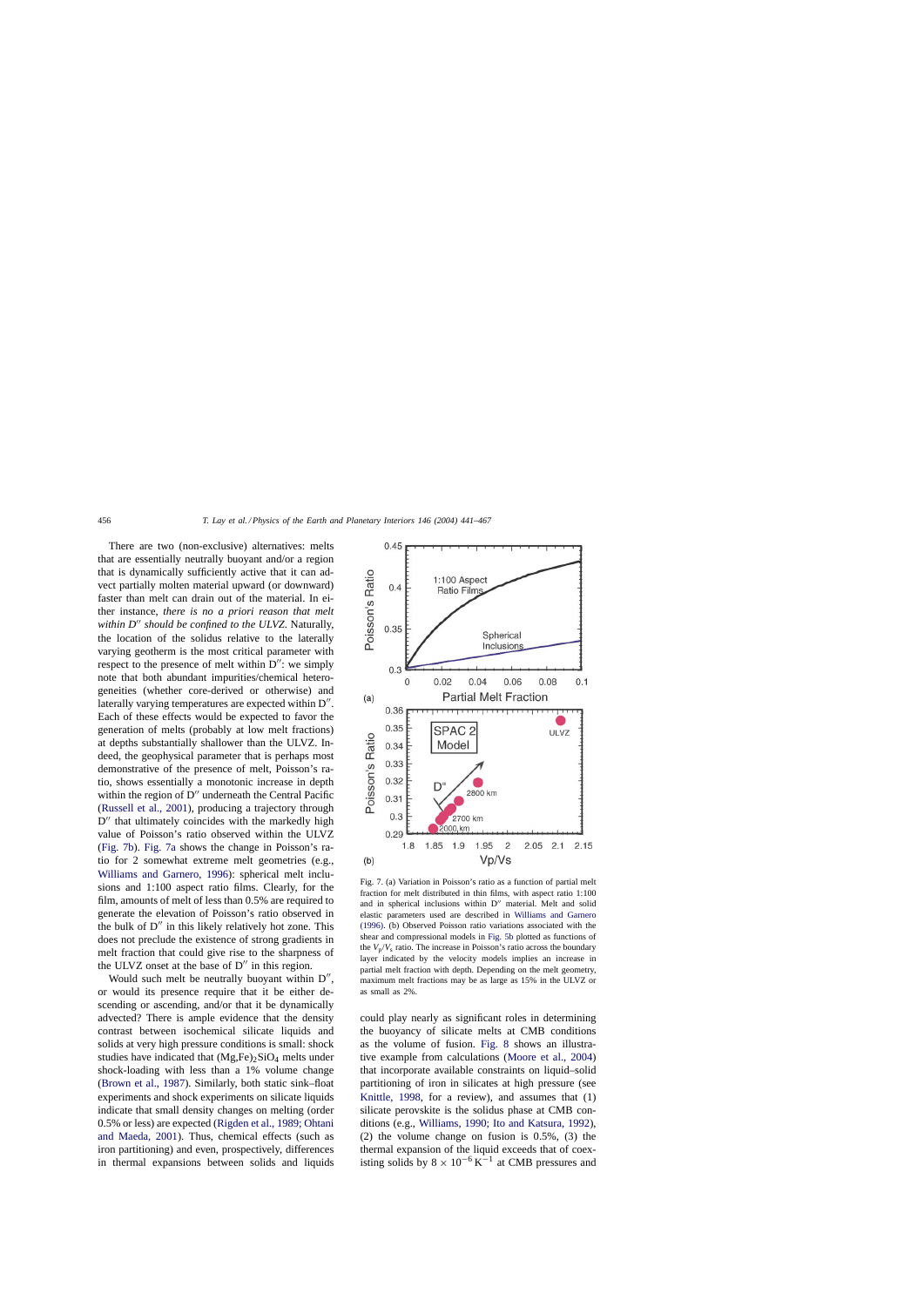There are two (non-exclusive) alternatives: melts that are essentially neutrally buoyant and/or a region that is dynamically sufficiently active that it can advect partially molten material upward (or downward) faster than melt can drain out of the material. In either instance, *there is no a priori reason that melt within D″ should be confined to the ULVZ*. Naturally, the location of the solidus relative to the laterally varying geotherm is the most critical parameter with respect to the presence of melt within D″: we simply note that both abundant impurities/chemical heterogeneities (whether core-derived or otherwise) and laterally varying temperatures are expected within D″. Each of these effects would be expected to favor the generation of melts (probably at low melt fractions) at depths substantially shallower than the ULVZ. Indeed, the geophysical parameter that is perhaps most demonstrative of the presence of melt, Poisson's ratio, shows essentially a monotonic increase in depth within the region of D″ underneath the Central Pacific (Russell et al., 2001), producing a trajectory through D″ that ultimately coincides with the markedly high value of Poisson's ratio observed within the ULVZ (Fig. 7b). Fig. 7a shows the change in Poisson's ratio for 2 somewhat extreme melt geometries (e.g., Williams and Garnero, 1996): spherical melt inclusions and 1:100 aspect ratio films. Clearly, for the film, amounts of melt of less than 0.5% are required to generate the elevation of Poisson's ratio observed in the bulk of D″ in this likely relatively hot zone. This does not preclude the existence of strong gradients in melt fraction that could give rise to the sharpness of the ULVZ onset at the base of D″ in this region.

Would such melt be neutrally buoyant within D″, or would its presence require that it be either descending or ascending, and/or that it be dynamically advected? There is ample evidence that the density contrast between isochemical silicate liquids and solids at very high pressure conditions is small: shock studies have indicated that $(Mg,Fe)_2SiO_4$ melts under shock-loading with less than a 1% volume change (Brown et al., 1987). Similarly, both static sink–float experiments and shock experiments on silicate liquids indicate that small density changes on melting (order 0.5% or less) are expected (Rigden et al., 1989; Ohtani and Maeda, 2001). Thus, chemical effects (such as iron partitioning) and even, prospectively, differences in thermal expansions between solids and liquids could play nearly as significant roles in determining the buoyancy of silicate melts at CMB conditions as the volume of fusion. Fig. 8 shows an illustrative example from calculations (Moore et al., 2004) that incorporate available constraints on liquid–solid partitioning of iron in silicates at high pressure (see Knittle, 1998, for a review), and assumes that (1) silicate perovskite is the solidus phase at CMB conditions (e.g., Williams, 1990; Ito and Katsura, 1992), (2) the volume change on fusion is 0.5%, (3) the thermal expansion of the liquid exceeds that of coexisting solids by $8 \times 10^{-6}\,K^{-1}$ at CMB pressures and

Fig. 7. (a) Variation in Poisson's ratio as a function of partial melt fraction for melt distributed in thin films, with aspect ratio 1:100 and in spherical inclusions within D″ material. Melt and solid elastic parameters used are described in Williams and Garnero (1996). (b) Observed Poisson ratio variations associated with the shear and compressional models in Fig. 5b plotted as functions of the $V_p/V_s$ ratio. The increase in Poisson's ratio across the boundary layer indicated by the velocity models implies an increase in partial melt fraction with depth. Depending on the melt geometry, maximum melt fractions may be as large as 15% in the ULVZ or as small as 2%.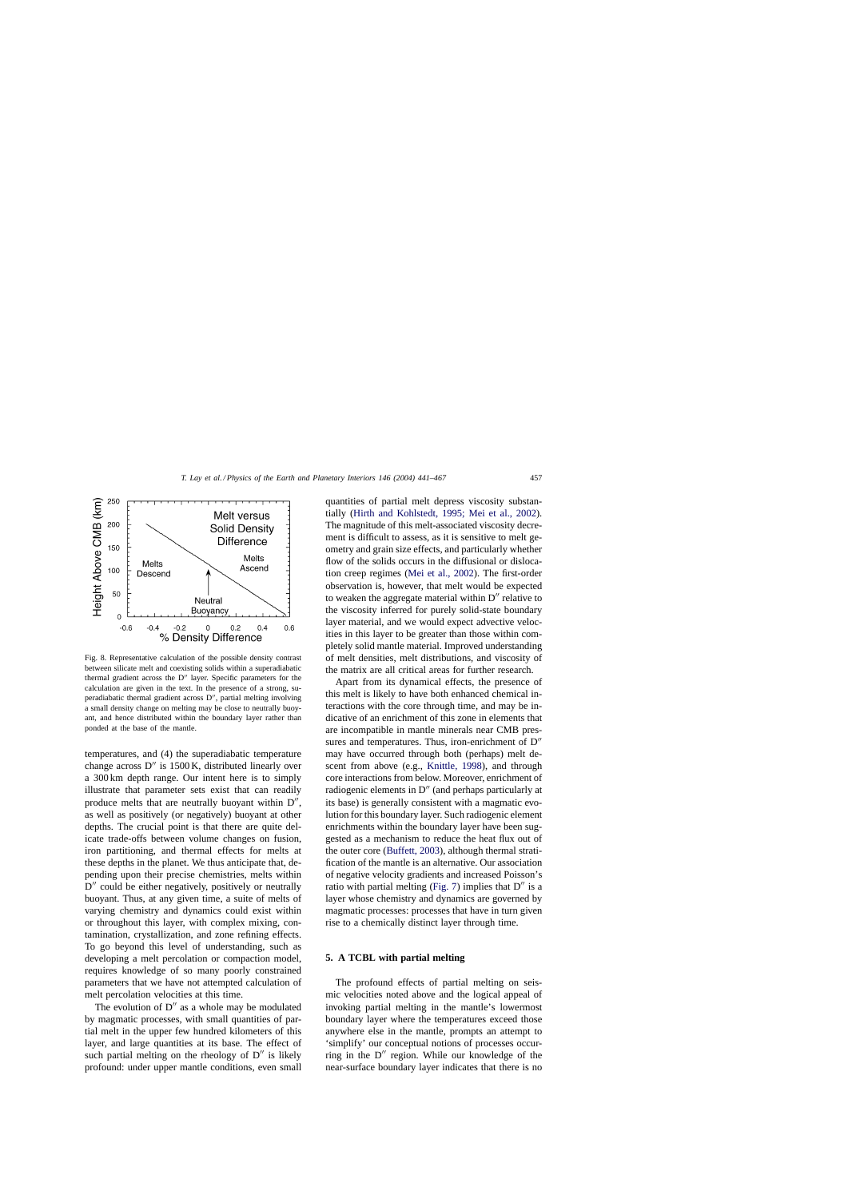Fig. 8. Representative calculation of the possible density contrast between silicate melt and coexisting solids within a superadiabatic thermal gradient across the D″ layer. Specific parameters for the calculation are given in the text. In the presence of a strong, superadiabatic thermal gradient across D″, partial melting involving a small density change on melting may be close to neutrally buoyant, and hence distributed within the boundary layer rather than ponded at the base of the mantle.

temperatures, and (4) the superadiabatic temperature change across D″ is 1500 K, distributed linearly over a 300 km depth range. Our intent here is to simply illustrate that parameter sets exist that can readily produce melts that are neutrally buoyant within D″, as well as positively (or negatively) buoyant at other depths. The crucial point is that there are quite delicate trade-offs between volume changes on fusion, iron partitioning, and thermal effects for melts at these depths in the planet. We thus anticipate that, depending upon their precise chemistries, melts within D″ could be either negatively, positively or neutrally buoyant. Thus, at any given time, a suite of melts of varying chemistry and dynamics could exist within or throughout this layer, with complex mixing, contamination, crystallization, and zone refining effects. To go beyond this level of understanding, such as developing a melt percolation or compaction model, requires knowledge of so many poorly constrained parameters that we have not attempted calculation of melt percolation velocities at this time.

The evolution of D″ as a whole may be modulated by magmatic processes, with small quantities of partial melt in the upper few hundred kilometers of this layer, and large quantities at its base. The effect of such partial melting on the rheology of D″ is likely profound: under upper mantle conditions, even small quantities of partial melt depress viscosity substantially (Hirth and Kohlstedt, 1995; Mei et al., 2002). The magnitude of this melt-associated viscosity decrement is difficult to assess, as it is sensitive to melt geometry and grain size effects, and particularly whether flow of the solids occurs in the diffusional or dislocation creep regimes (Mei et al., 2002). The first-order observation is, however, that melt would be expected to weaken the aggregate material within D″ relative to the viscosity inferred for purely solid-state boundary layer material, and we would expect advective velocities in this layer to be greater than those within completely solid mantle material. Improved understanding of melt densities, melt distributions, and viscosity of the matrix are all critical areas for further research.

Apart from its dynamical effects, the presence of this melt is likely to have both enhanced chemical interactions with the core through time, and may be indicative of an enrichment of this zone in elements that are incompatible in mantle minerals near CMB pressures and temperatures. Thus, iron-enrichment of D″ may have occurred through both (perhaps) melt descent from above (e.g., Knittle, 1998), and through core interactions from below. Moreover, enrichment of radiogenic elements in D″ (and perhaps particularly at its base) is generally consistent with a magmatic evolution for this boundary layer. Such radiogenic element enrichments within the boundary layer have been suggested as a mechanism to reduce the heat flux out of the outer core (Buffett, 2003), although thermal stratification of the mantle is an alternative. Our association of negative velocity gradients and increased Poisson's ratio with partial melting (Fig. 7) implies that D″ is a layer whose chemistry and dynamics are governed by magmatic processes: processes that have in turn given rise to a chemically distinct layer through time.

## 5. A TCBL with partial melting

The profound effects of partial melting on seismic velocities noted above and the logical appeal of invoking partial melting in the mantle's lowermost boundary layer where the temperatures exceed those anywhere else in the mantle, prompts an attempt to 'simplify' our conceptual notions of processes occurring in the D″ region. While our knowledge of the near-surface boundary layer indicates that there is no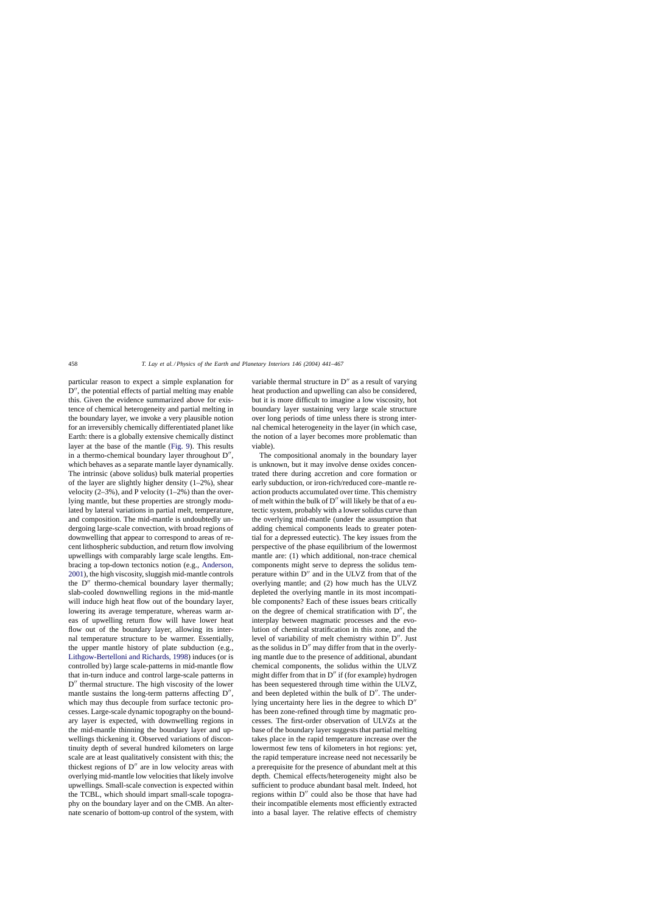particular reason to expect a simple explanation for D″, the potential effects of partial melting may enable this. Given the evidence summarized above for existence of chemical heterogeneity and partial melting in the boundary layer, we invoke a very plausible notion for an irreversibly chemically differentiated planet like Earth: there is a globally extensive chemically distinct layer at the base of the mantle (Fig. 9). This results in a thermo-chemical boundary layer throughout D″, which behaves as a separate mantle layer dynamically. The intrinsic (above solidus) bulk material properties of the layer are slightly higher density (1–2%), shear velocity (2–3%), and P velocity (1–2%) than the overlying mantle, but these properties are strongly modulated by lateral variations in partial melt, temperature, and composition. The mid-mantle is undoubtedly undergoing large-scale convection, with broad regions of downwelling that appear to correspond to areas of recent lithospheric subduction, and return flow involving upwellings with comparably large scale lengths. Embracing a top-down tectonics notion (e.g., Anderson, 2001), the high viscosity, sluggish mid-mantle controls the D″ thermo-chemical boundary layer thermally; slab-cooled downwelling regions in the mid-mantle will induce high heat flow out of the boundary layer, lowering its average temperature, whereas warm areas of upwelling return flow will have lower heat flow out of the boundary layer, allowing its internal temperature structure to be warmer. Essentially, the upper mantle history of plate subduction (e.g., Lithgow-Bertelloni and Richards, 1998) induces (or is controlled by) large scale-patterns in mid-mantle flow that in-turn induce and control large-scale patterns in D″ thermal structure. The high viscosity of the lower mantle sustains the long-term patterns affecting D″, which may thus decouple from surface tectonic processes. Large-scale dynamic topography on the boundary layer is expected, with downwelling regions in the mid-mantle thinning the boundary layer and upwellings thickening it. Observed variations of discontinuity depth of several hundred kilometers on large scale are at least qualitatively consistent with this; the thickest regions of D″ are in low velocity areas with overlying mid-mantle low velocities that likely involve upwellings. Small-scale convection is expected within the TCBL, which should impart small-scale topography on the boundary layer and on the CMB. An alternate scenario of bottom-up control of the system, with variable thermal structure in D″ as a result of varying heat production and upwelling can also be considered, but it is more difficult to imagine a low viscosity, hot boundary layer sustaining very large scale structure over long periods of time unless there is strong internal chemical heterogeneity in the layer (in which case, the notion of a layer becomes more problematic than viable).

The compositional anomaly in the boundary layer is unknown, but it may involve dense oxides concentrated there during accretion and core formation or early subduction, or iron-rich/reduced core–mantle reaction products accumulated over time. This chemistry of melt within the bulk of D″ will likely be that of a eutectic system, probably with a lower solidus curve than the overlying mid-mantle (under the assumption that adding chemical components leads to greater potential for a depressed eutectic). The key issues from the perspective of the phase equilibrium of the lowermost mantle are: (1) which additional, non-trace chemical components might serve to depress the solidus temperature within D″ and in the ULVZ from that of the overlying mantle; and (2) how much has the ULVZ depleted the overlying mantle in its most incompatible components? Each of these issues bears critically on the degree of chemical stratification with D″, the interplay between magmatic processes and the evolution of chemical stratification in this zone, and the level of variability of melt chemistry within D″. Just as the solidus in D″ may differ from that in the overlying mantle due to the presence of additional, abundant chemical components, the solidus within the ULVZ might differ from that in D″ if (for example) hydrogen has been sequestered through time within the ULVZ, and been depleted within the bulk of D″. The underlying uncertainty here lies in the degree to which D″ has been zone-refined through time by magmatic processes. The first-order observation of ULVZs at the base of the boundary layer suggests that partial melting takes place in the rapid temperature increase over the lowermost few tens of kilometers in hot regions: yet, the rapid temperature increase need not necessarily be a prerequisite for the presence of abundant melt at this depth. Chemical effects/heterogeneity might also be sufficient to produce abundant basal melt. Indeed, hot regions within D″ could also be those that have had their incompatible elements most efficiently extracted into a basal layer. The relative effects of chemistry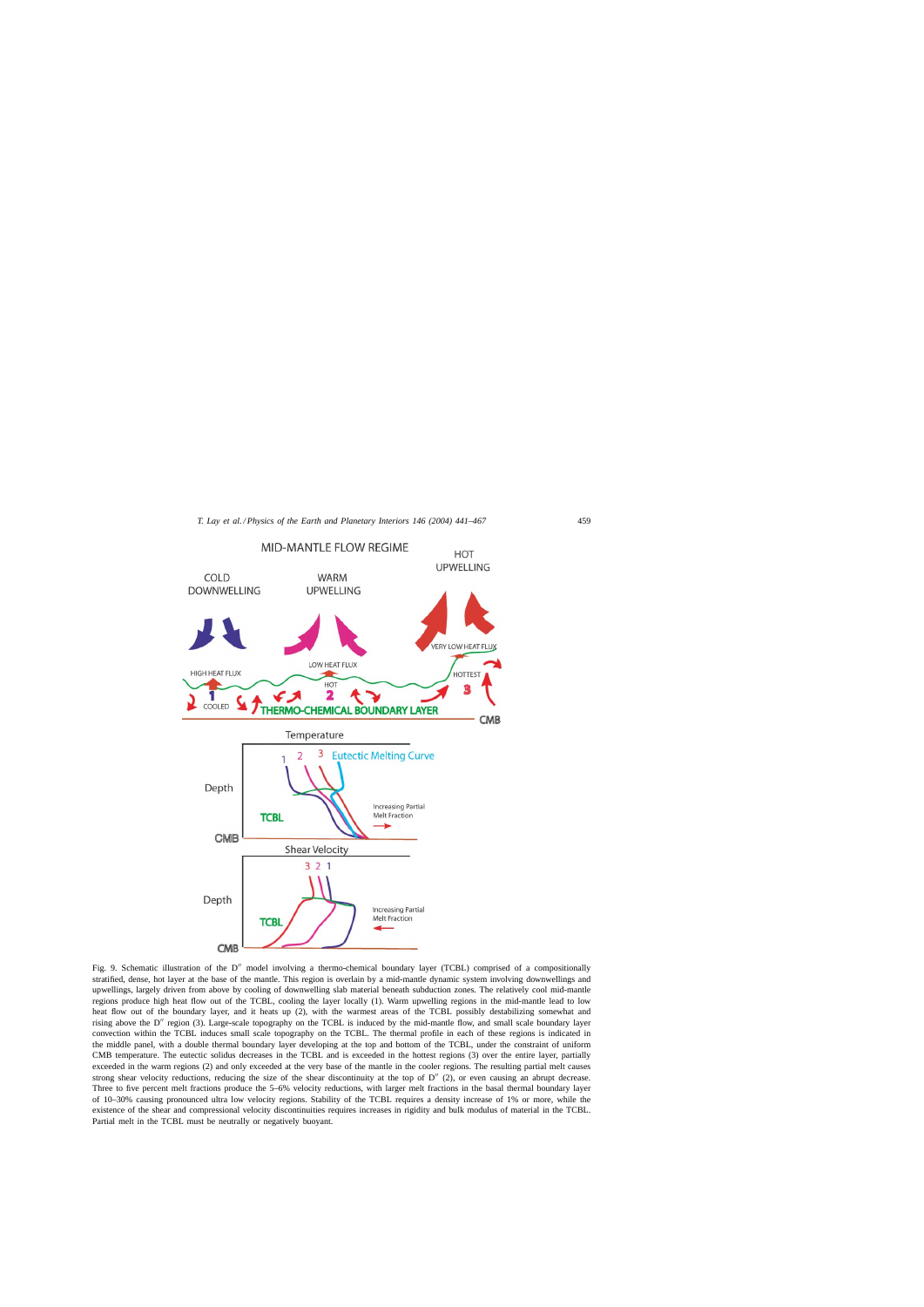Fig. 9. Schematic illustration of the D″ model involving a thermo-chemical boundary layer (TCBL) comprised of a compositionally stratified, dense, hot layer at the base of the mantle. This region is overlain by a mid-mantle dynamic system involving downwellings and upwellings, largely driven from above by cooling of downwelling slab material beneath subduction zones. The relatively cool mid-mantle regions produce high heat flow out of the TCBL, cooling the layer locally (1). Warm upwelling regions in the mid-mantle lead to low heat flow out of the boundary layer, and it heats up (2), with the warmest areas of the TCBL possibly destabilizing somewhat and rising above the D″ region (3). Large-scale topography on the TCBL is induced by the mid-mantle flow, and small scale boundary layer convection within the TCBL induces small scale topography on the TCBL. The thermal profile in each of these regions is indicated in the middle panel, with a double thermal boundary layer developing at the top and bottom of the TCBL, under the constraint of uniform CMB temperature. The eutectic solidus decreases in the TCBL and is exceeded in the hottest regions (3) over the entire layer, partially exceeded in the warm regions (2) and only exceeded at the very base of the mantle in the cooler regions. The resulting partial melt causes strong shear velocity reductions, reducing the size of the shear discontinuity at the top of D″ (2), or even causing an abrupt decrease. Three to five percent melt fractions produce the 5–6% velocity reductions, with larger melt fractions in the basal thermal boundary layer of 10–30% causing pronounced ultra low velocity regions. Stability of the TCBL requires a density increase of 1% or more, while the existence of the shear and compressional velocity discontinuities requires increases in rigidity and bulk modulus of material in the TCBL. Partial melt in the TCBL must be neutrally or negatively buoyant.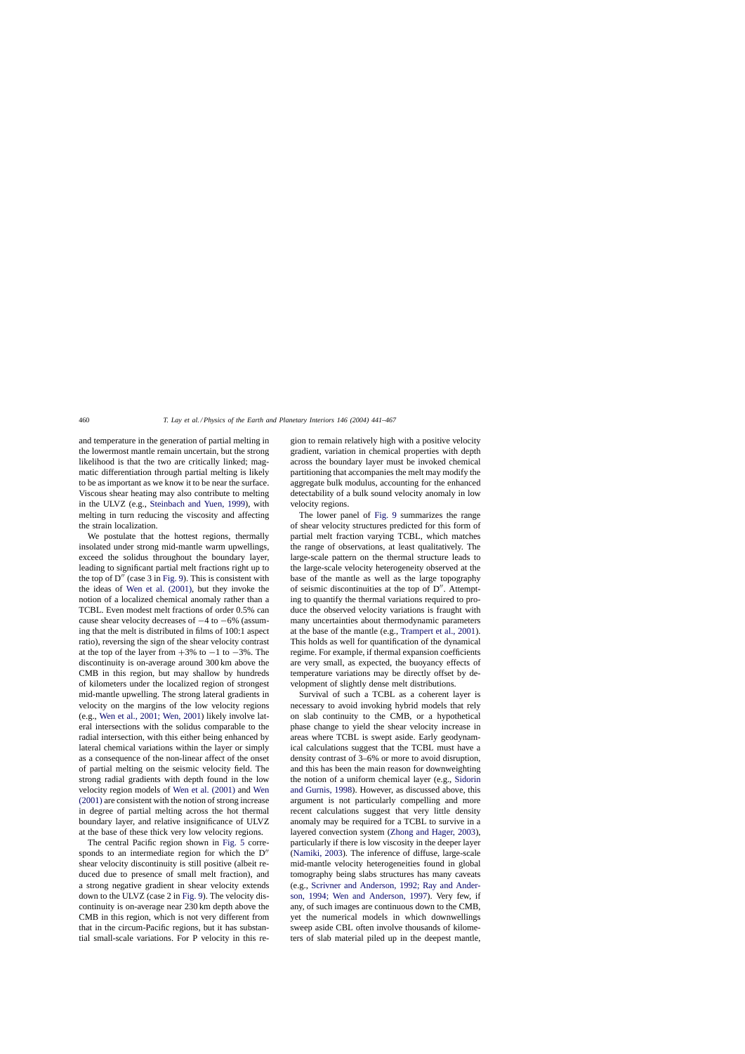and temperature in the generation of partial melting in the lowermost mantle remain uncertain, but the strong likelihood is that the two are critically linked; magmatic differentiation through partial melting is likely to be as important as we know it to be near the surface. Viscous shear heating may also contribute to melting in the ULVZ (e.g., Steinbach and Yuen, 1999), with melting in turn reducing the viscosity and affecting the strain localization.

We postulate that the hottest regions, thermally insulated under strong mid-mantle warm upwellings, exceed the solidus throughout the boundary layer, leading to significant partial melt fractions right up to the top of D″ (case 3 in Fig. 9). This is consistent with the ideas of Wen et al. (2001), but they invoke the notion of a localized chemical anomaly rather than a TCBL. Even modest melt fractions of order 0.5% can cause shear velocity decreases of −4 to −6% (assuming that the melt is distributed in films of 100:1 aspect ratio), reversing the sign of the shear velocity contrast at the top of the layer from +3% to −1 to −3%. The discontinuity is on-average around 300 km above the CMB in this region, but may shallow by hundreds of kilometers under the localized region of strongest mid-mantle upwelling. The strong lateral gradients in velocity on the margins of the low velocity regions (e.g., Wen et al., 2001; Wen, 2001) likely involve lateral intersections with the solidus comparable to the radial intersection, with this either being enhanced by lateral chemical variations within the layer or simply as a consequence of the non-linear affect of the onset of partial melting on the seismic velocity field. The strong radial gradients with depth found in the low velocity region models of Wen et al. (2001) and Wen (2001) are consistent with the notion of strong increase in degree of partial melting across the hot thermal boundary layer, and relative insignificance of ULVZ at the base of these thick very low velocity regions.

The central Pacific region shown in Fig. 5 corresponds to an intermediate region for which the D″ shear velocity discontinuity is still positive (albeit reduced due to presence of small melt fraction), and a strong negative gradient in shear velocity extends down to the ULVZ (case 2 in Fig. 9). The velocity discontinuity is on-average near 230 km depth above the CMB in this region, which is not very different from that in the circum-Pacific regions, but it has substantial small-scale variations. For P velocity in this region to remain relatively high with a positive velocity gradient, variation in chemical properties with depth across the boundary layer must be invoked chemical partitioning that accompanies the melt may modify the aggregate bulk modulus, accounting for the enhanced detectability of a bulk sound velocity anomaly in low velocity regions.

The lower panel of Fig. 9 summarizes the range of shear velocity structures predicted for this form of partial melt fraction varying TCBL, which matches the range of observations, at least qualitatively. The large-scale pattern on the thermal structure leads to the large-scale velocity heterogeneity observed at the base of the mantle as well as the large topography of seismic discontinuities at the top of D″. Attempting to quantify the thermal variations required to produce the observed velocity variations is fraught with many uncertainties about thermodynamic parameters at the base of the mantle (e.g., Trampert et al., 2001). This holds as well for quantification of the dynamical regime. For example, if thermal expansion coefficients are very small, as expected, the buoyancy effects of temperature variations may be directly offset by development of slightly dense melt distributions.

Survival of such a TCBL as a coherent layer is necessary to avoid invoking hybrid models that rely on slab continuity to the CMB, or a hypothetical phase change to yield the shear velocity increase in areas where TCBL is swept aside. Early geodynamical calculations suggest that the TCBL must have a density contrast of 3–6% or more to avoid disruption, and this has been the main reason for downweighting the notion of a uniform chemical layer (e.g., Sidorin and Gurnis, 1998). However, as discussed above, this argument is not particularly compelling and more recent calculations suggest that very little density anomaly may be required for a TCBL to survive in a layered convection system (Zhong and Hager, 2003), particularly if there is low viscosity in the deeper layer (Namiki, 2003). The inference of diffuse, large-scale mid-mantle velocity heterogeneities found in global tomography being slabs structures has many caveats (e.g., Scrivner and Anderson, 1992; Ray and Anderson, 1994; Wen and Anderson, 1997). Very few, if any, of such images are continuous down to the CMB, yet the numerical models in which downwellings sweep aside CBL often involve thousands of kilometers of slab material piled up in the deepest mantle,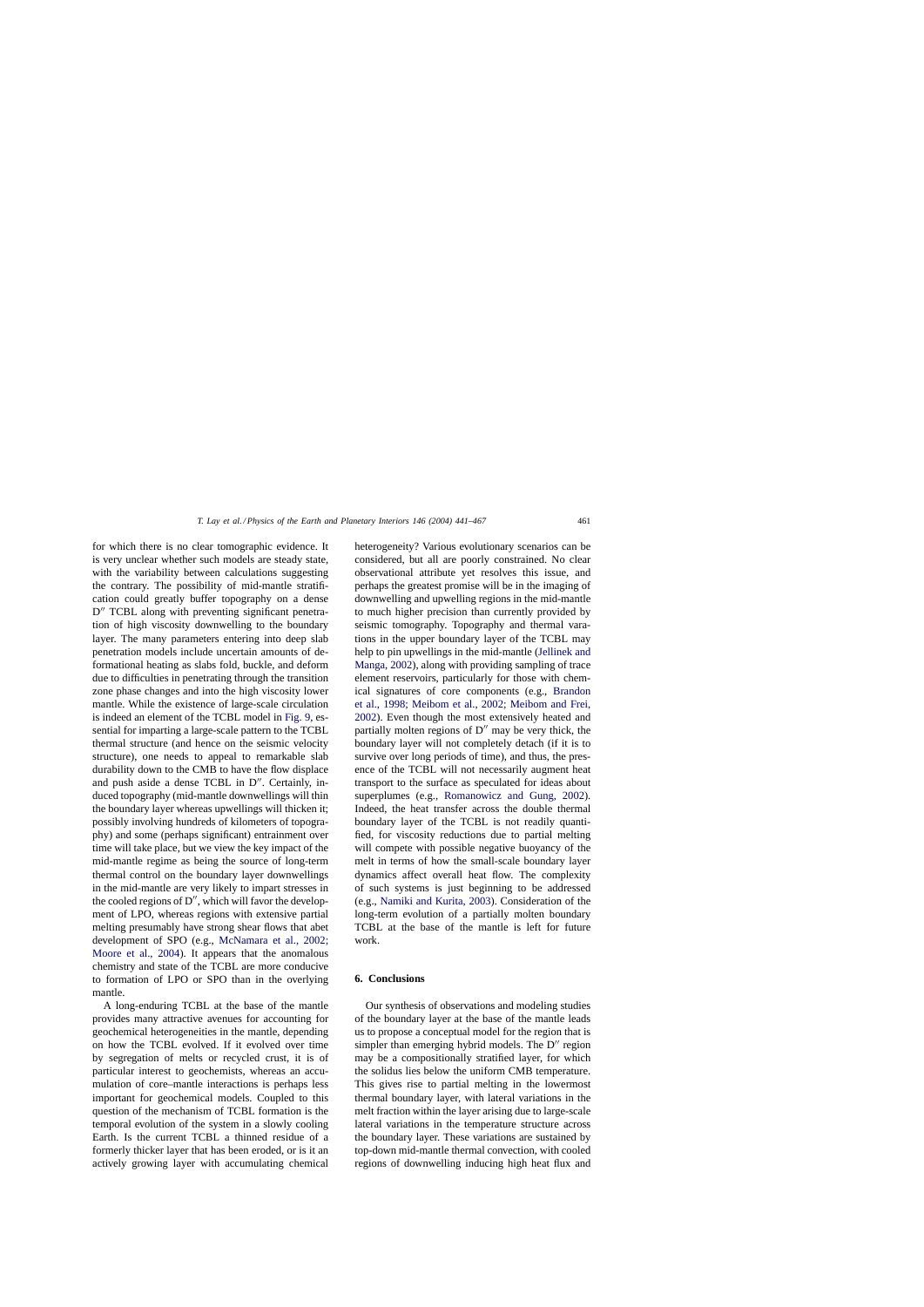for which there is no clear tomographic evidence. It is very unclear whether such models are steady state, with the variability between calculations suggesting the contrary. The possibility of mid-mantle stratification could greatly buffer topography on a dense D″ TCBL along with preventing significant penetration of high viscosity downwelling to the boundary layer. The many parameters entering into deep slab penetration models include uncertain amounts of deformational heating as slabs fold, buckle, and deform due to difficulties in penetrating through the transition zone phase changes and into the high viscosity lower mantle. While the existence of large-scale circulation is indeed an element of the TCBL model in Fig. 9, essential for imparting a large-scale pattern to the TCBL thermal structure (and hence on the seismic velocity structure), one needs to appeal to remarkable slab durability down to the CMB to have the flow displace and push aside a dense TCBL in D″. Certainly, induced topography (mid-mantle downwellings will thin the boundary layer whereas upwellings will thicken it; possibly involving hundreds of kilometers of topography) and some (perhaps significant) entrainment over time will take place, but we view the key impact of the mid-mantle regime as being the source of long-term thermal control on the boundary layer downwellings in the mid-mantle are very likely to impart stresses in the cooled regions of D″, which will favor the development of LPO, whereas regions with extensive partial melting presumably have strong shear flows that abet development of SPO (e.g., McNamara et al., 2002; Moore et al., 2004). It appears that the anomalous chemistry and state of the TCBL are more conducive to formation of LPO or SPO than in the overlying mantle.

A long-enduring TCBL at the base of the mantle provides many attractive avenues for accounting for geochemical heterogeneities in the mantle, depending on how the TCBL evolved. If it evolved over time by segregation of melts or recycled crust, it is of particular interest to geochemists, whereas an accumulation of core–mantle interactions is perhaps less important for geochemical models. Coupled to this question of the mechanism of TCBL formation is the temporal evolution of the system in a slowly cooling Earth. Is the current TCBL a thinned residue of a formerly thicker layer that has been eroded, or is it an actively growing layer with accumulating chemical heterogeneity? Various evolutionary scenarios can be considered, but all are poorly constrained. No clear observational attribute yet resolves this issue, and perhaps the greatest promise will be in the imaging of downwelling and upwelling regions in the mid-mantle to much higher precision than currently provided by seismic tomography. Topography and thermal varations in the upper boundary layer of the TCBL may help to pin upwellings in the mid-mantle (Jellinek and Manga, 2002), along with providing sampling of trace element reservoirs, particularly for those with chemical signatures of core components (e.g., Brandon et al., 1998; Meibom et al., 2002; Meibom and Frei, 2002). Even though the most extensively heated and partially molten regions of D″ may be very thick, the boundary layer will not completely detach (if it is to survive over long periods of time), and thus, the presence of the TCBL will not necessarily augment heat transport to the surface as speculated for ideas about superplumes (e.g., Romanowicz and Gung, 2002). Indeed, the heat transfer across the double thermal boundary layer of the TCBL is not readily quantified, for viscosity reductions due to partial melting will compete with possible negative buoyancy of the melt in terms of how the small-scale boundary layer dynamics affect overall heat flow. The complexity of such systems is just beginning to be addressed (e.g., Namiki and Kurita, 2003). Consideration of the long-term evolution of a partially molten boundary TCBL at the base of the mantle is left for future work.

## 6. Conclusions

Our synthesis of observations and modeling studies of the boundary layer at the base of the mantle leads us to propose a conceptual model for the region that is simpler than emerging hybrid models. The D″ region may be a compositionally stratified layer, for which the solidus lies below the uniform CMB temperature. This gives rise to partial melting in the lowermost thermal boundary layer, with lateral variations in the melt fraction within the layer arising due to large-scale lateral variations in the temperature structure across the boundary layer. These variations are sustained by top-down mid-mantle thermal convection, with cooled regions of downwelling inducing high heat flux and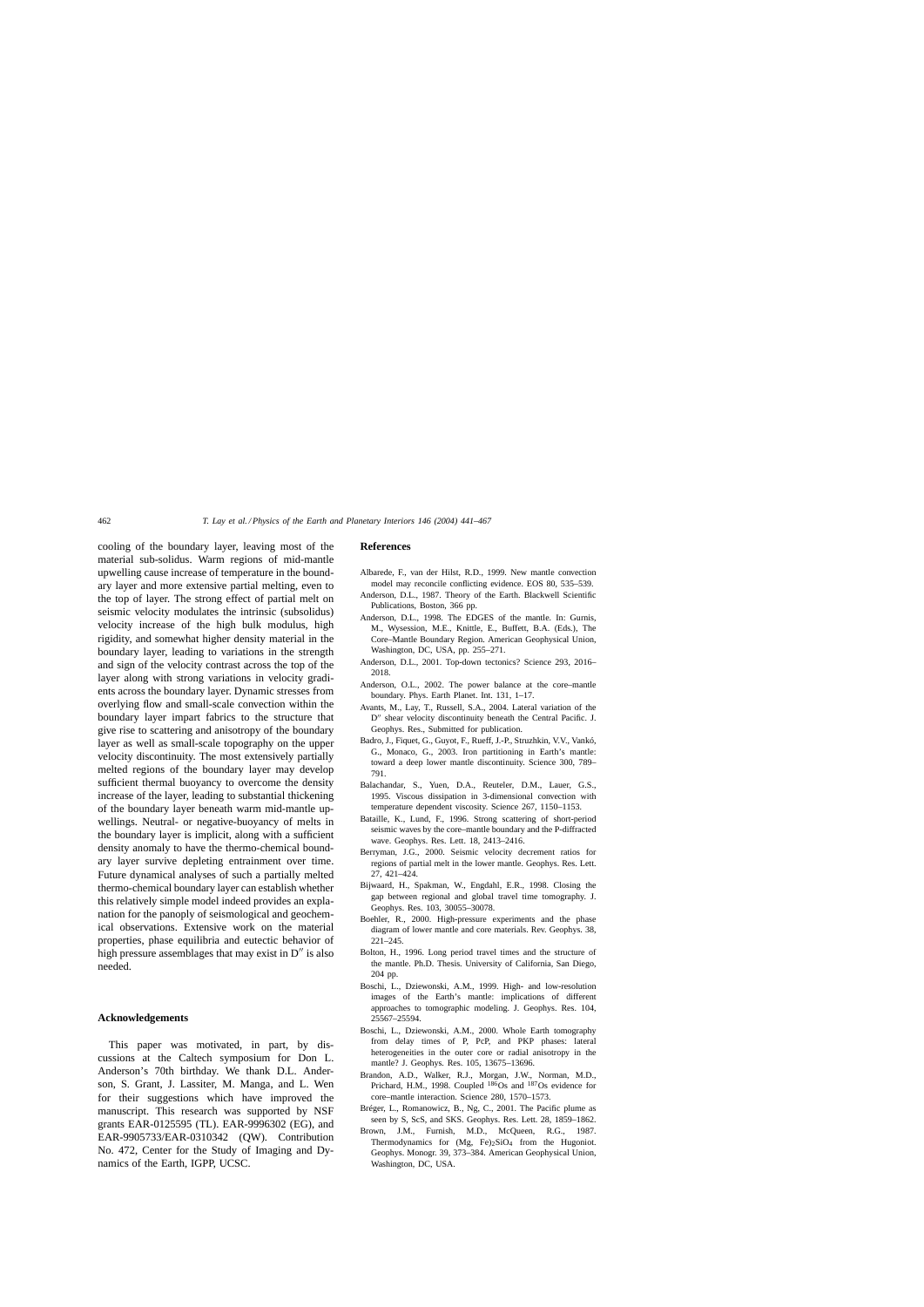cooling of the boundary layer, leaving most of the material sub-solidus. Warm regions of mid-mantle upwelling cause increase of temperature in the boundary layer and more extensive partial melting, even to the top of layer. The strong effect of partial melt on seismic velocity modulates the intrinsic (subsolidus) velocity increase of the high bulk modulus, high rigidity, and somewhat higher density material in the boundary layer, leading to variations in the strength and sign of the velocity contrast across the top of the layer along with strong variations in velocity gradients across the boundary layer. Dynamic stresses from overlying flow and small-scale convection within the boundary layer impart fabrics to the structure that give rise to scattering and anisotropy of the boundary layer as well as small-scale topography on the upper velocity discontinuity. The most extensively partially melted regions of the boundary layer may develop sufficient thermal buoyancy to overcome the density increase of the layer, leading to substantial thickening of the boundary layer beneath warm mid-mantle upwellings. Neutral- or negative-buoyancy of melts in the boundary layer is implicit, along with a sufficient density anomaly to have the thermo-chemical boundary layer survive depleting entrainment over time. Future dynamical analyses of such a partially melted thermo-chemical boundary layer can establish whether this relatively simple model indeed provides an explanation for the panoply of seismological and geochemical observations. Extensive work on the material properties, phase equilibria and eutectic behavior of high pressure assemblages that may exist in D″ is also needed.

## Acknowledgements

This paper was motivated, in part, by discussions at the Caltech symposium for Don L. Anderson's 70th birthday. We thank D.L. Anderson, S. Grant, J. Lassiter, M. Manga, and L. Wen for their suggestions which have improved the manuscript. This research was supported by NSF grants EAR-0125595 (TL). EAR-9996302 (EG), and EAR-9905733/EAR-0310342 (QW). Contribution No. 472, Center for the Study of Imaging and Dynamics of the Earth, IGPP, UCSC.

## References

Albarede, F., van der Hilst, R.D., 1999. New mantle convection model may reconcile conflicting evidence. EOS 80, 535–539.

Anderson, D.L., 1987. Theory of the Earth. Blackwell Scientific Publications, Boston, 366 pp.

Anderson, D.L., 1998. The EDGES of the mantle. In: Gurnis, M., Wysession, M.E., Knittle, E., Buffett, B.A. (Eds.), The Core–Mantle Boundary Region. American Geophysical Union, Washington, DC, USA, pp. 255–271.

Anderson, D.L., 2001. Top-down tectonics? Science 293, 2016–2018.

Anderson, O.L., 2002. The power balance at the core–mantle boundary. Phys. Earth Planet. Int. 131, 1–17.

Avants, M., Lay, T., Russell, S.A., 2004. Lateral variation of the D″ shear velocity discontinuity beneath the Central Pacific. J. Geophys. Res., Submitted for publication.

Badro, J., Fiquet, G., Guyot, F., Rueff, J.-P., Struzhkin, V.V., Vankó, G., Monaco, G., 2003. Iron partitioning in Earth's mantle: toward a deep lower mantle discontinuity. Science 300, 789–791.

Balachandar, S., Yuen, D.A., Reuteler, D.M., Lauer, G.S., 1995. Viscous dissipation in 3-dimensional convection with temperature dependent viscosity. Science 267, 1150–1153.

Bataille, K., Lund, F., 1996. Strong scattering of short-period seismic waves by the core–mantle boundary and the P-diffracted wave. Geophys. Res. Lett. 18, 2413–2416.

Berryman, J.G., 2000. Seismic velocity decrement ratios for regions of partial melt in the lower mantle. Geophys. Res. Lett. 27, 421–424.

Bijwaard, H., Spakman, W., Engdahl, E.R., 1998. Closing the gap between regional and global travel time tomography. J. Geophys. Res. 103, 30055–30078.

Boehler, R., 2000. High-pressure experiments and the phase diagram of lower mantle and core materials. Rev. Geophys. 38, 221–245.

Bolton, H., 1996. Long period travel times and the structure of the mantle. Ph.D. Thesis. University of California, San Diego, 204 pp.

Boschi, L., Dziewonski, A.M., 1999. High- and low-resolution images of the Earth's mantle: implications of different approaches to tomographic modeling. J. Geophys. Res. 104, 25567–25594.

Boschi, L., Dziewonski, A.M., 2000. Whole Earth tomography from delay times of P, PcP, and PKP phases: lateral heterogeneities in the outer core or radial anisotropy in the mantle? J. Geophys. Res. 105, 13675–13696.

Brandon, A.D., Walker, R.J., Morgan, J.W., Norman, M.D., Prichard, H.M., 1998. Coupled $^{186}$Os and $^{187}$Os evidence for core–mantle interaction. Science 280, 1570–1573.

Bréger, L., Romanowicz, B., Ng, C., 2001. The Pacific plume as seen by S, ScS, and SKS. Geophys. Res. Lett. 28, 1859–1862.

Brown, J.M., Furnish, M.D., McQueen, R.G., 1987. Thermodynamics for $(Mg, Fe)_2SiO_4$ from the Hugoniot. Geophys. Monogr. 39, 373–384. American Geophysical Union, Washington, DC, USA.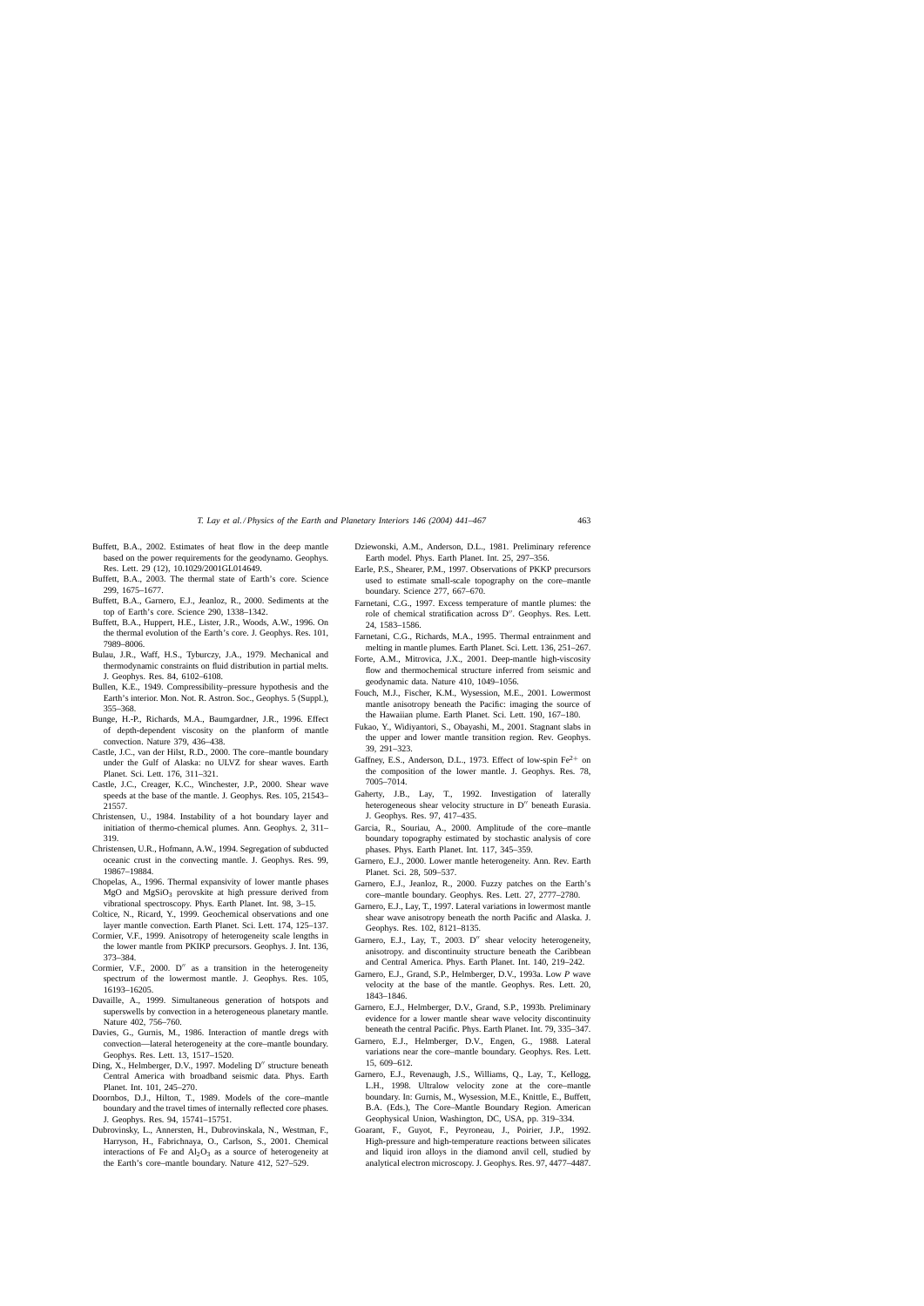Buffett, B.A., 2002. Estimates of heat flow in the deep mantle based on the power requirements for the geodynamo. Geophys. Res. Lett. 29 (12), 10.1029/2001GL014649.

Buffett, B.A., 2003. The thermal state of Earth's core. Science 299, 1675–1677.

Buffett, B.A., Garnero, E.J., Jeanloz, R., 2000. Sediments at the top of Earth's core. Science 290, 1338–1342.

Buffett, B.A., Huppert, H.E., Lister, J.R., Woods, A.W., 1996. On the thermal evolution of the Earth's core. J. Geophys. Res. 101, 7989–8006.

Bulau, J.R., Waff, H.S., Tyburczy, J.A., 1979. Mechanical and thermodynamic constraints on fluid distribution in partial melts. J. Geophys. Res. 84, 6102–6108.

Bullen, K.E., 1949. Compressibility–pressure hypothesis and the Earth's interior. Mon. Not. R. Astron. Soc., Geophys. 5 (Suppl.), 355–368.

Bunge, H.-P., Richards, M.A., Baumgardner, J.R., 1996. Effect of depth-dependent viscosity on the planform of mantle convection. Nature 379, 436–438.

Castle, J.C., van der Hilst, R.D., 2000. The core–mantle boundary under the Gulf of Alaska: no ULVZ for shear waves. Earth Planet. Sci. Lett. 176, 311–321.

Castle, J.C., Creager, K.C., Winchester, J.P., 2000. Shear wave speeds at the base of the mantle. J. Geophys. Res. 105, 21543–21557.

Christensen, U., 1984. Instability of a hot boundary layer and initiation of thermo-chemical plumes. Ann. Geophys. 2, 311–319.

Christensen, U.R., Hofmann, A.W., 1994. Segregation of subducted oceanic crust in the convecting mantle. J. Geophys. Res. 99, 19867–19884.

Chopelas, A., 1996. Thermal expansivity of lower mantle phases MgO and $MgSiO_3$ perovskite at high pressure derived from vibrational spectroscopy. Phys. Earth Planet. Int. 98, 3–15.

Coltice, N., Ricard, Y., 1999. Geochemical observations and one layer mantle convection. Earth Planet. Sci. Lett. 174, 125–137.

Cormier, V.F., 1999. Anisotropy of heterogeneity scale lengths in the lower mantle from PKIKP precursors. Geophys. J. Int. 136, 373–384.

Cormier, V.F., 2000. D″ as a transition in the heterogeneity spectrum of the lowermost mantle. J. Geophys. Res. 105, 16193–16205.

Davaille, A., 1999. Simultaneous generation of hotspots and superswells by convection in a heterogeneous planetary mantle. Nature 402, 756–760.

Davies, G., Gurnis, M., 1986. Interaction of mantle dregs with convection—lateral heterogeneity at the core–mantle boundary. Geophys. Res. Lett. 13, 1517–1520.

Ding, X., Helmberger, D.V., 1997. Modeling D″ structure beneath Central America with broadband seismic data. Phys. Earth Planet. Int. 101, 245–270.

Doornbos, D.J., Hilton, T., 1989. Models of the core–mantle boundary and the travel times of internally reflected core phases. J. Geophys. Res. 94, 15741–15751.

Dubrovinsky, L., Annersten, H., Dubrovinskala, N., Westman, F., Harryson, H., Fabrichnaya, O., Carlson, S., 2001. Chemical interactions of Fe and $Al_2O_3$ as a source of heterogeneity at the Earth's core–mantle boundary. Nature 412, 527–529.

Dziewonski, A.M., Anderson, D.L., 1981. Preliminary reference Earth model. Phys. Earth Planet. Int. 25, 297–356.

Earle, P.S., Shearer, P.M., 1997. Observations of PKKP precursors used to estimate small-scale topography on the core–mantle boundary. Science 277, 667–670.

Farnetani, C.G., 1997. Excess temperature of mantle plumes: the role of chemical stratification across D″. Geophys. Res. Lett. 24, 1583–1586.

Farnetani, C.G., Richards, M.A., 1995. Thermal entrainment and melting in mantle plumes. Earth Planet. Sci. Lett. 136, 251–267.

Forte, A.M., Mitrovica, J.X., 2001. Deep-mantle high-viscosity flow and thermochemical structure inferred from seismic and geodynamic data. Nature 410, 1049–1056.

Fouch, M.J., Fischer, K.M., Wysession, M.E., 2001. Lowermost mantle anisotropy beneath the Pacific: imaging the source of the Hawaiian plume. Earth Planet. Sci. Lett. 190, 167–180.

Fukao, Y., Widiyantori, S., Obayashi, M., 2001. Stagnant slabs in the upper and lower mantle transition region. Rev. Geophys. 39, 291–323.

Gaffney, E.S., Anderson, D.L., 1973. Effect of low-spin $Fe^{2+}$ on the composition of the lower mantle. J. Geophys. Res. 78, 7005–7014.

Gaherty, J.B., Lay, T., 1992. Investigation of laterally heterogeneous shear velocity structure in D″ beneath Eurasia. J. Geophys. Res. 97, 417–435.

Garcia, R., Souriau, A., 2000. Amplitude of the core–mantle boundary topography estimated by stochastic analysis of core phases. Phys. Earth Planet. Int. 117, 345–359.

Garnero, E.J., 2000. Lower mantle heterogeneity. Ann. Rev. Earth Planet. Sci. 28, 509–537.

Garnero, E.J., Jeanloz, R., 2000. Fuzzy patches on the Earth's core–mantle boundary. Geophys. Res. Lett. 27, 2777–2780.

Garnero, E.J., Lay, T., 1997. Lateral variations in lowermost mantle shear wave anisotropy beneath the north Pacific and Alaska. J. Geophys. Res. 102, 8121–8135.

Garnero, E.J., Lay, T., 2003. D″ shear velocity heterogeneity, anisotropy. and discontinuity structure beneath the Caribbean and Central America. Phys. Earth Planet. Int. 140, 219–242.

Garnero, E.J., Grand, S.P., Helmberger, D.V., 1993a. Low *P* wave velocity at the base of the mantle. Geophys. Res. Lett. 20, 1843–1846.

Garnero, E.J., Helmberger, D.V., Grand, S.P., 1993b. Preliminary evidence for a lower mantle shear wave velocity discontinuity beneath the central Pacific. Phys. Earth Planet. Int. 79, 335–347.

Garnero, E.J., Helmberger, D.V., Engen, G., 1988. Lateral variations near the core–mantle boundary. Geophys. Res. Lett. 15, 609–612.

Garnero, E.J., Revenaugh, J.S., Williams, Q., Lay, T., Kellogg, L.H., 1998. Ultralow velocity zone at the core–mantle boundary. In: Gurnis, M., Wysession, M.E., Knittle, E., Buffett, B.A. (Eds.), The Core–Mantle Boundary Region. American Geophysical Union, Washington, DC, USA, pp. 319–334.

Goarant, F., Guyot, F., Peyroneau, J., Poirier, J.P., 1992. High-pressure and high-temperature reactions between silicates and liquid iron alloys in the diamond anvil cell, studied by analytical electron microscopy. J. Geophys. Res. 97, 4477–4487.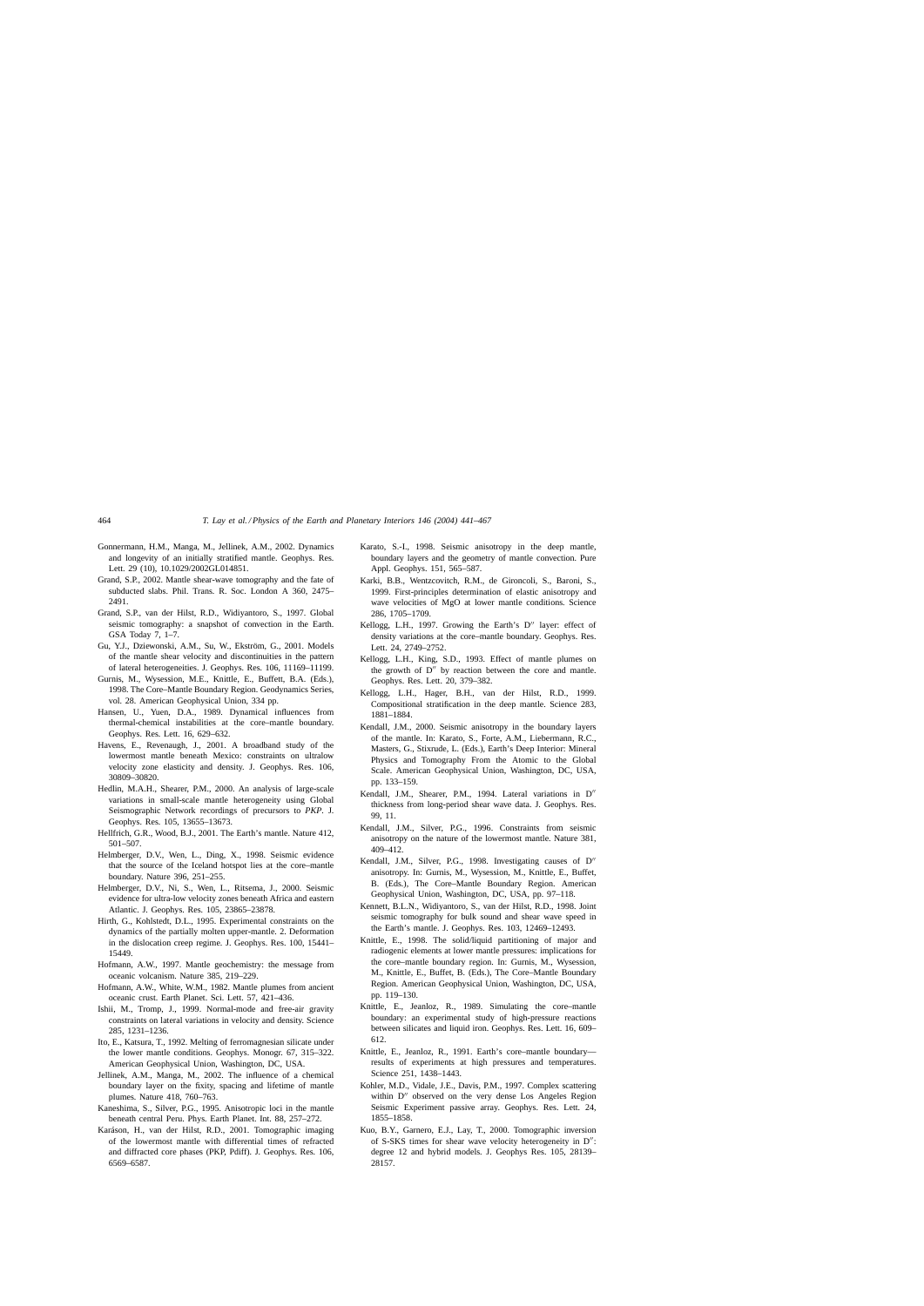Gonnermann, H.M., Manga, M., Jellinek, A.M., 2002. Dynamics and longevity of an initially stratified mantle. Geophys. Res. Lett. 29 (10), 10.1029/2002GL014851.

Grand, S.P., 2002. Mantle shear-wave tomography and the fate of subducted slabs. Phil. Trans. R. Soc. London A 360, 2475–2491.

Grand, S.P., van der Hilst, R.D., Widiyantoro, S., 1997. Global seismic tomography: a snapshot of convection in the Earth. GSA Today 7, 1–7.

Gu, Y.J., Dziewonski, A.M., Su, W., Ekström, G., 2001. Models of the mantle shear velocity and discontinuities in the pattern of lateral heterogeneities. J. Geophys. Res. 106, 11169–11199.

Gurnis, M., Wysession, M.E., Knittle, E., Buffett, B.A. (Eds.), 1998. The Core–Mantle Boundary Region. Geodynamics Series, vol. 28. American Geophysical Union, 334 pp.

Hansen, U., Yuen, D.A., 1989. Dynamical influences from thermal-chemical instabilities at the core–mantle boundary. Geophys. Res. Lett. 16, 629–632.

Havens, E., Revenaugh, J., 2001. A broadband study of the lowermost mantle beneath Mexico: constraints on ultralow velocity zone elasticity and density. J. Geophys. Res. 106, 30809–30820.

Hedlin, M.A.H., Shearer, P.M., 2000. An analysis of large-scale variations in small-scale mantle heterogeneity using Global Seismographic Network recordings of precursors to *PKP*. J. Geophys. Res. 105, 13655–13673.

Hellfrich, G.R., Wood, B.J., 2001. The Earth's mantle. Nature 412, 501–507.

Helmberger, D.V., Wen, L., Ding, X., 1998. Seismic evidence that the source of the Iceland hotspot lies at the core–mantle boundary. Nature 396, 251–255.

Helmberger, D.V., Ni, S., Wen, L., Ritsema, J., 2000. Seismic evidence for ultra-low velocity zones beneath Africa and eastern Atlantic. J. Geophys. Res. 105, 23865–23878.

Hirth, G., Kohlstedt, D.L., 1995. Experimental constraints on the dynamics of the partially molten upper-mantle. 2. Deformation in the dislocation creep regime. J. Geophys. Res. 100, 15441–15449.

Hofmann, A.W., 1997. Mantle geochemistry: the message from oceanic volcanism. Nature 385, 219–229.

Hofmann, A.W., White, W.M., 1982. Mantle plumes from ancient oceanic crust. Earth Planet. Sci. Lett. 57, 421–436.

Ishii, M., Tromp, J., 1999. Normal-mode and free-air gravity constraints on lateral variations in velocity and density. Science 285, 1231–1236.

Ito, E., Katsura, T., 1992. Melting of ferromagnesian silicate under the lower mantle conditions. Geophys. Monogr. 67, 315–322. American Geophysical Union, Washington, DC, USA.

Jellinek, A.M., Manga, M., 2002. The influence of a chemical boundary layer on the fixity, spacing and lifetime of mantle plumes. Nature 418, 760–763.

Kaneshima, S., Silver, P.G., 1995. Anisotropic loci in the mantle beneath central Peru. Phys. Earth Planet. Int. 88, 257–272.

Karáson, H., van der Hilst, R.D., 2001. Tomographic imaging of the lowermost mantle with differential times of refracted and diffracted core phases (PKP, Pdiff). J. Geophys. Res. 106, 6569–6587.

Karato, S.-I., 1998. Seismic anisotropy in the deep mantle, boundary layers and the geometry of mantle convection. Pure Appl. Geophys. 151, 565–587.

Karki, B.B., Wentzcovitch, R.M., de Gironcoli, S., Baroni, S., 1999. First-principles determination of elastic anisotropy and wave velocities of MgO at lower mantle conditions. Science 286, 1705–1709.

Kellogg, L.H., 1997. Growing the Earth's D″ layer: effect of density variations at the core–mantle boundary. Geophys. Res. Lett. 24, 2749–2752.

Kellogg, L.H., King, S.D., 1993. Effect of mantle plumes on the growth of D″ by reaction between the core and mantle. Geophys. Res. Lett. 20, 379–382.

Kellogg, L.H., Hager, B.H., van der Hilst, R.D., 1999. Compositional stratification in the deep mantle. Science 283, 1881–1884.

Kendall, J.M., 2000. Seismic anisotropy in the boundary layers of the mantle. In: Karato, S., Forte, A.M., Liebermann, R.C., Masters, G., Stixrude, L. (Eds.), Earth's Deep Interior: Mineral Physics and Tomography From the Atomic to the Global Scale. American Geophysical Union, Washington, DC, USA, pp. 133–159.

Kendall, J.M., Shearer, P.M., 1994. Lateral variations in D″ thickness from long-period shear wave data. J. Geophys. Res. 99, 11.

Kendall, J.M., Silver, P.G., 1996. Constraints from seismic anisotropy on the nature of the lowermost mantle. Nature 381, 409–412.

Kendall, J.M., Silver, P.G., 1998. Investigating causes of D″ anisotropy. In: Gurnis, M., Wysession, M., Knittle, E., Buffet, B. (Eds.), The Core–Mantle Boundary Region. American Geophysical Union, Washington, DC, USA, pp. 97–118.

Kennett, B.L.N., Widiyantoro, S., van der Hilst, R.D., 1998. Joint seismic tomography for bulk sound and shear wave speed in the Earth's mantle. J. Geophys. Res. 103, 12469–12493.

Knittle, E., 1998. The solid/liquid partitioning of major and radiogenic elements at lower mantle pressures: implications for the core–mantle boundary region. In: Gurnis, M., Wysession, M., Knittle, E., Buffet, B. (Eds.), The Core–Mantle Boundary Region. American Geophysical Union, Washington, DC, USA, pp. 119–130.

Knittle, E., Jeanloz, R., 1989. Simulating the core–mantle boundary: an experimental study of high-pressure reactions between silicates and liquid iron. Geophys. Res. Lett. 16, 609–612.

Knittle, E., Jeanloz, R., 1991. Earth's core–mantle boundary—results of experiments at high pressures and temperatures. Science 251, 1438–1443.

Kohler, M.D., Vidale, J.E., Davis, P.M., 1997. Complex scattering within D″ observed on the very dense Los Angeles Region Seismic Experiment passive array. Geophys. Res. Lett. 24, 1855–1858.

Kuo, B.Y., Garnero, E.J., Lay, T., 2000. Tomographic inversion of S-SKS times for shear wave velocity heterogeneity in D″: degree 12 and hybrid models. J. Geophys Res. 105, 28139–28157.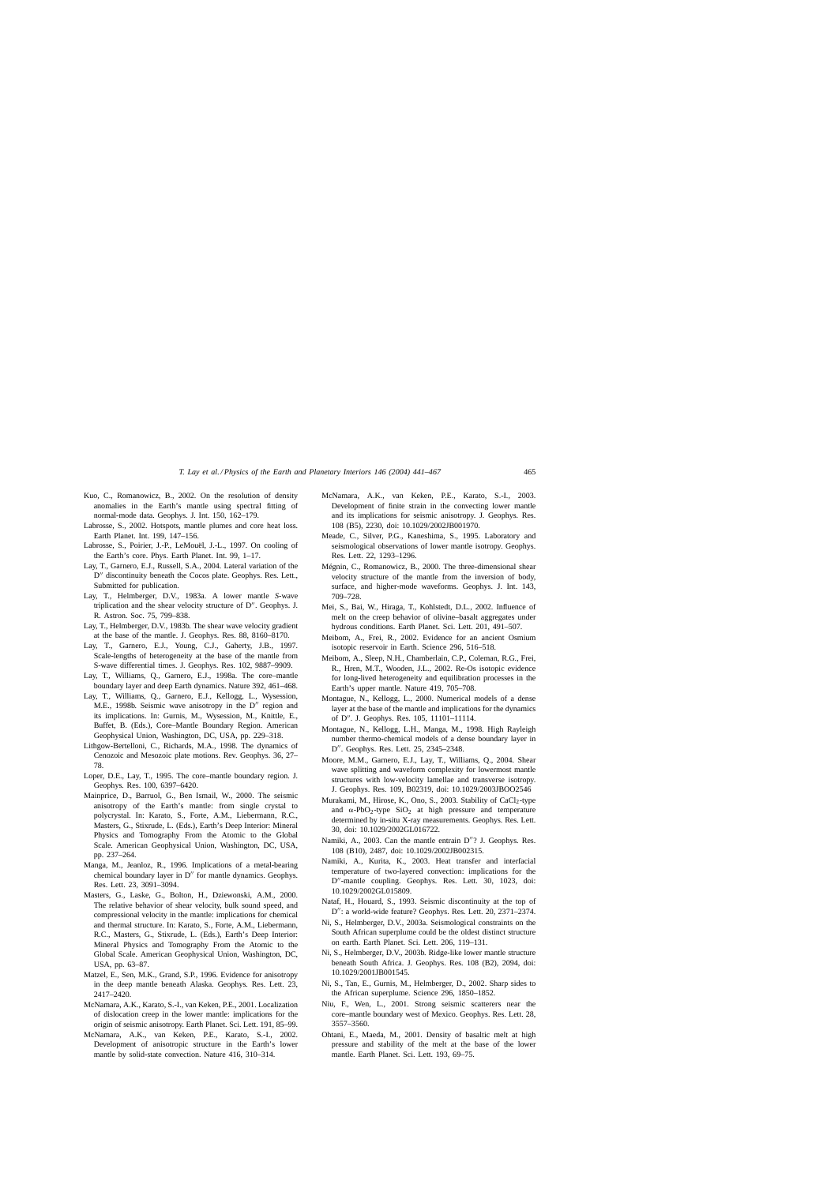Kuo, C., Romanowicz, B., 2002. On the resolution of density anomalies in the Earth's mantle using spectral fitting of normal-mode data. Geophys. J. Int. 150, 162–179.

Labrosse, S., 2002. Hotspots, mantle plumes and core heat loss. Earth Planet. Int. 199, 147–156.

Labrosse, S., Poirier, J.-P., LeMouël, J.-L., 1997. On cooling of the Earth's core. Phys. Earth Planet. Int. 99, 1–17.

Lay, T., Garnero, E.J., Russell, S.A., 2004. Lateral variation of the D″ discontinuity beneath the Cocos plate. Geophys. Res. Lett., Submitted for publication.

Lay, T., Helmberger, D.V., 1983a. A lower mantle *S*-wave triplication and the shear velocity structure of D″. Geophys. J. R. Astron. Soc. 75, 799–838.

Lay, T., Helmberger, D.V., 1983b. The shear wave velocity gradient at the base of the mantle. J. Geophys. Res. 88, 8160–8170.

Lay, T., Garnero, E.J., Young, C.J., Gaherty, J.B., 1997. Scale-lengths of heterogeneity at the base of the mantle from S-wave differential times. J. Geophys. Res. 102, 9887–9909.

Lay, T., Williams, Q., Garnero, E.J., 1998a. The core–mantle boundary layer and deep Earth dynamics. Nature 392, 461–468.

Lay, T., Williams, Q., Garnero, E.J., Kellogg, L., Wysession, M.E., 1998b. Seismic wave anisotropy in the D″ region and its implications. In: Gurnis, M., Wysession, M., Knittle, E., Buffet, B. (Eds.), Core–Mantle Boundary Region. American Geophysical Union, Washington, DC, USA, pp. 229–318.

Lithgow-Bertelloni, C., Richards, M.A., 1998. The dynamics of Cenozoic and Mesozoic plate motions. Rev. Geophys. 36, 27–78.

Loper, D.E., Lay, T., 1995. The core–mantle boundary region. J. Geophys. Res. 100, 6397–6420.

Mainprice, D., Barruol, G., Ben Ismail, W., 2000. The seismic anisotropy of the Earth's mantle: from single crystal to polycrystal. In: Karato, S., Forte, A.M., Liebermann, R.C., Masters, G., Stixrude, L. (Eds.), Earth's Deep Interior: Mineral Physics and Tomography From the Atomic to the Global Scale. American Geophysical Union, Washington, DC, USA, pp. 237–264.

Manga, M., Jeanloz, R., 1996. Implications of a metal-bearing chemical boundary layer in D″ for mantle dynamics. Geophys. Res. Lett. 23, 3091–3094.

Masters, G., Laske, G., Bolton, H., Dziewonski, A.M., 2000. The relative behavior of shear velocity, bulk sound speed, and compressional velocity in the mantle: implications for chemical and thermal structure. In: Karato, S., Forte, A.M., Liebermann, R.C., Masters, G., Stixrude, L. (Eds.), Earth's Deep Interior: Mineral Physics and Tomography From the Atomic to the Global Scale. American Geophysical Union, Washington, DC, USA, pp. 63–87.

Matzel, E., Sen, M.K., Grand, S.P., 1996. Evidence for anisotropy in the deep mantle beneath Alaska. Geophys. Res. Lett. 23, 2417–2420.

McNamara, A.K., Karato, S.-I., van Keken, P.E., 2001. Localization of dislocation creep in the lower mantle: implications for the origin of seismic anisotropy. Earth Planet. Sci. Lett. 191, 85–99.

McNamara, A.K., van Keken, P.E., Karato, S.-I., 2002. Development of anisotropic structure in the Earth's lower mantle by solid-state convection. Nature 416, 310–314.

McNamara, A.K., van Keken, P.E., Karato, S.-I., 2003. Development of finite strain in the convecting lower mantle and its implications for seismic anisotropy. J. Geophys. Res. 108 (B5), 2230, doi: 10.1029/2002JB001970.

Meade, C., Silver, P.G., Kaneshima, S., 1995. Laboratory and seismological observations of lower mantle isotropy. Geophys. Res. Lett. 22, 1293–1296.

Mégnin, C., Romanowicz, B., 2000. The three-dimensional shear velocity structure of the mantle from the inversion of body, surface, and higher-mode waveforms. Geophys. J. Int. 143, 709–728.

Mei, S., Bai, W., Hiraga, T., Kohlstedt, D.L., 2002. Influence of melt on the creep behavior of olivine–basalt aggregates under hydrous conditions. Earth Planet. Sci. Lett. 201, 491–507.

Meibom, A., Frei, R., 2002. Evidence for an ancient Osmium isotopic reservoir in Earth. Science 296, 516–518.

Meibom, A., Sleep, N.H., Chamberlain, C.P., Coleman, R.G., Frei, R., Hren, M.T., Wooden, J.L., 2002. Re-Os isotopic evidence for long-lived heterogeneity and equilibration processes in the Earth's upper mantle. Nature 419, 705–708.

Montague, N., Kellogg, L., 2000. Numerical models of a dense layer at the base of the mantle and implications for the dynamics of D″. J. Geophys. Res. 105, 11101–11114.

Montague, N., Kellogg, L.H., Manga, M., 1998. High Rayleigh number thermo-chemical models of a dense boundary layer in D″. Geophys. Res. Lett. 25, 2345–2348.

Moore, M.M., Garnero, E.J., Lay, T., Williams, Q., 2004. Shear wave splitting and waveform complexity for lowermost mantle structures with low-velocity lamellae and transverse isotropy. J. Geophys. Res. 109, B02319, doi: 10.1029/2003JBOO2546

Murakami, M., Hirose, K., Ono, S., 2003. Stability of $CaCl_2$-type and $\alpha$-$PbO_2$-type $SiO_2$ at high pressure and temperature determined by in-situ X-ray measurements. Geophys. Res. Lett. 30, doi: 10.1029/2002GL016722.

Namiki, A., 2003. Can the mantle entrain D″? J. Geophys. Res. 108 (B10), 2487, doi: 10.1029/2002JB002315.

Namiki, A., Kurita, K., 2003. Heat transfer and interfacial temperature of two-layered convection: implications for the D″-mantle coupling. Geophys. Res. Lett. 30, 1023, doi: 10.1029/2002GL015809.

Nataf, H., Houard, S., 1993. Seismic discontinuity at the top of D″: a world-wide feature? Geophys. Res. Lett. 20, 2371–2374.

Ni, S., Helmberger, D.V., 2003a. Seismological constraints on the South African superplume could be the oldest distinct structure on earth. Earth Planet. Sci. Lett. 206, 119–131.

Ni, S., Helmberger, D.V., 2003b. Ridge-like lower mantle structure beneath South Africa. J. Geophys. Res. 108 (B2), 2094, doi: 10.1029/2001JB001545.

Ni, S., Tan, E., Gurnis, M., Helmberger, D., 2002. Sharp sides to the African superplume. Science 296, 1850–1852.

Niu, F., Wen, L., 2001. Strong seismic scatterers near the core–mantle boundary west of Mexico. Geophys. Res. Lett. 28, 3557–3560.

Ohtani, E., Maeda, M., 2001. Density of basaltic melt at high pressure and stability of the melt at the base of the lower mantle. Earth Planet. Sci. Lett. 193, 69–75.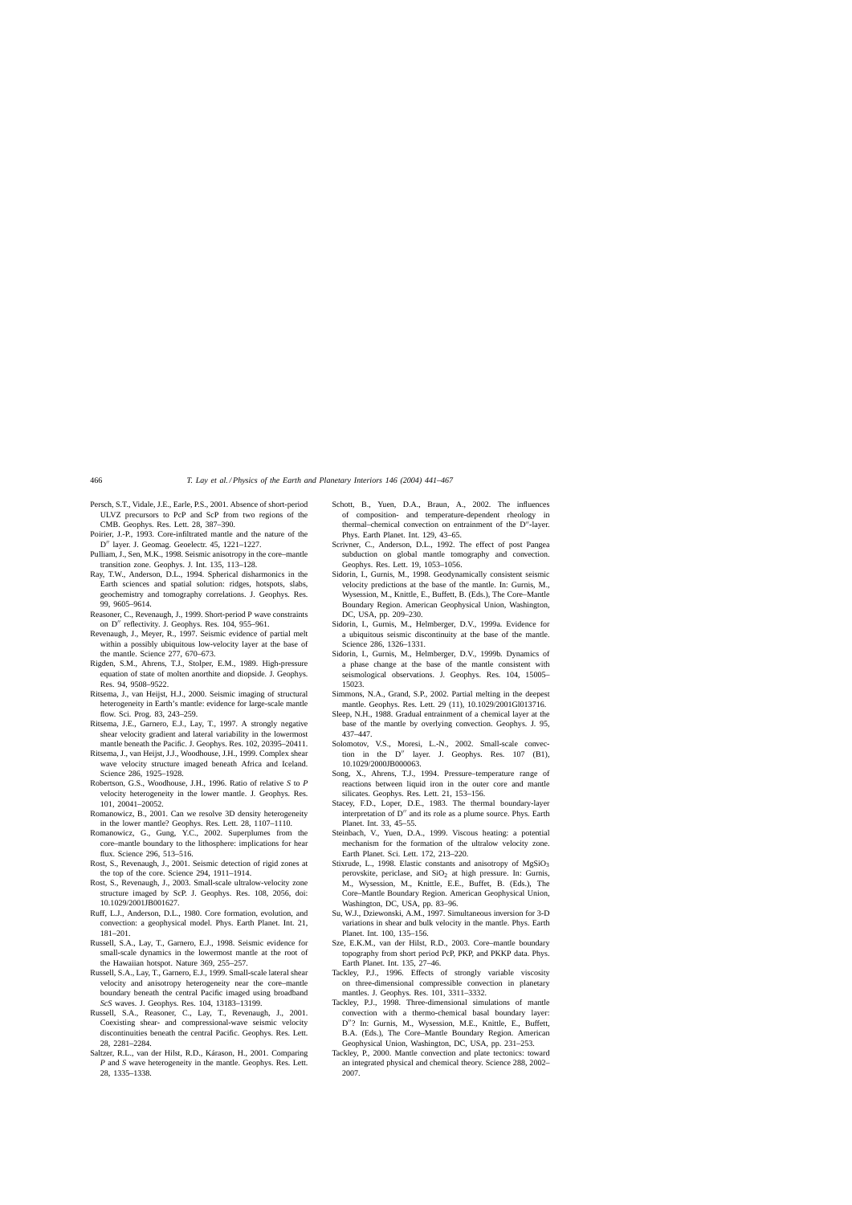Persch, S.T., Vidale, J.E., Earle, P.S., 2001. Absence of short-period ULVZ precursors to PcP and ScP from two regions of the CMB. Geophys. Res. Lett. 28, 387–390.

Poirier, J.-P., 1993. Core-infiltrated mantle and the nature of the D″ layer. J. Geomag. Geoelectr. 45, 1221–1227.

Pulliam, J., Sen, M.K., 1998. Seismic anisotropy in the core–mantle transition zone. Geophys. J. Int. 135, 113–128.

Ray, T.W., Anderson, D.L., 1994. Spherical disharmonics in the Earth sciences and spatial solution: ridges, hotspots, slabs, geochemistry and tomography correlations. J. Geophys. Res. 99, 9605–9614.

Reasoner, C., Revenaugh, J., 1999. Short-period P wave constraints on D″ reflectivity. J. Geophys. Res. 104, 955–961.

Revenaugh, J., Meyer, R., 1997. Seismic evidence of partial melt within a possibly ubiquitous low-velocity layer at the base of the mantle. Science 277, 670–673.

Rigden, S.M., Ahrens, T.J., Stolper, E.M., 1989. High-pressure equation of state of molten anorthite and diopside. J. Geophys. Res. 94, 9508–9522.

Ritsema, J., van Heijst, H.J., 2000. Seismic imaging of structural heterogeneity in Earth's mantle: evidence for large-scale mantle flow. Sci. Prog. 83, 243–259.

Ritsema, J.E., Garnero, E.J., Lay, T., 1997. A strongly negative shear velocity gradient and lateral variability in the lowermost mantle beneath the Pacific. J. Geophys. Res. 102, 20395–20411.

Ritsema, J., van Heijst, J.J., Woodhouse, J.H., 1999. Complex shear wave velocity structure imaged beneath Africa and Iceland. Science 286, 1925–1928.

Robertson, G.S., Woodhouse, J.H., 1996. Ratio of relative *S* to *P* velocity heterogeneity in the lower mantle. J. Geophys. Res. 101, 20041–20052.

Romanowicz, B., 2001. Can we resolve 3D density heterogeneity in the lower mantle? Geophys. Res. Lett. 28, 1107–1110.

Romanowicz, G., Gung, Y.C., 2002. Superplumes from the core–mantle boundary to the lithosphere: implications for hear flux. Science 296, 513–516.

Rost, S., Revenaugh, J., 2001. Seismic detection of rigid zones at the top of the core. Science 294, 1911–1914.

Rost, S., Revenaugh, J., 2003. Small-scale ultralow-velocity zone structure imaged by ScP. J. Geophys. Res. 108, 2056, doi: 10.1029/2001JB001627.

Ruff, L.J., Anderson, D.L., 1980. Core formation, evolution, and convection: a geophysical model. Phys. Earth Planet. Int. 21, 181–201.

Russell, S.A., Lay, T., Garnero, E.J., 1998. Seismic evidence for small-scale dynamics in the lowermost mantle at the root of the Hawaiian hotspot. Nature 369, 255–257.

Russell, S.A., Lay, T., Garnero, E.J., 1999. Small-scale lateral shear velocity and anisotropy heterogeneity near the core–mantle boundary beneath the central Pacific imaged using broadband *ScS* waves. J. Geophys. Res. 104, 13183–13199.

Russell, S.A., Reasoner, C., Lay, T., Revenaugh, J., 2001. Coexisting shear- and compressional-wave seismic velocity discontinuities beneath the central Pacific. Geophys. Res. Lett. 28, 2281–2284.

Saltzer, R.L., van der Hilst, R.D., Kárason, H., 2001. Comparing *P* and *S* wave heterogeneity in the mantle. Geophys. Res. Lett. 28, 1335–1338.

Schott, B., Yuen, D.A., Braun, A., 2002. The influences of composition- and temperature-dependent rheology in thermal–chemical convection on entrainment of the D″-layer. Phys. Earth Planet. Int. 129, 43–65.

Scrivner, C., Anderson, D.L., 1992. The effect of post Pangea subduction on global mantle tomography and convection. Geophys. Res. Lett. 19, 1053–1056.

Sidorin, I., Gurnis, M., 1998. Geodynamically consistent seismic velocity predictions at the base of the mantle. In: Gurnis, M., Wysession, M., Knittle, E., Buffett, B. (Eds.), The Core–Mantle Boundary Region. American Geophysical Union, Washington, DC, USA, pp. 209–230.

Sidorin, I., Gurnis, M., Helmberger, D.V., 1999a. Evidence for a ubiquitous seismic discontinuity at the base of the mantle. Science 286, 1326–1331.

Sidorin, I., Gurnis, M., Helmberger, D.V., 1999b. Dynamics of a phase change at the base of the mantle consistent with seismological observations. J. Geophys. Res. 104, 15005–15023.

Simmons, N.A., Grand, S.P., 2002. Partial melting in the deepest mantle. Geophys. Res. Lett. 29 (11), 10.1029/2001Gl013716.

Sleep, N.H., 1988. Gradual entrainment of a chemical layer at the base of the mantle by overlying convection. Geophys. J. 95, 437–447.

Solomotov, V.S., Moresi, L.-N., 2002. Small-scale convection in the D″ layer. J. Geophys. Res. 107 (B1), 10.1029/2000JB000063.

Song, X., Ahrens, T.J., 1994. Pressure–temperature range of reactions between liquid iron in the outer core and mantle silicates. Geophys. Res. Lett. 21, 153–156.

Stacey, F.D., Loper, D.E., 1983. The thermal boundary-layer interpretation of D″ and its role as a plume source. Phys. Earth Planet. Int. 33, 45–55.

Steinbach, V., Yuen, D.A., 1999. Viscous heating: a potential mechanism for the formation of the ultralow velocity zone. Earth Planet. Sci. Lett. 172, 213–220.

Stixrude, L., 1998. Elastic constants and anisotropy of $MgSiO_3$ perovskite, periclase, and $SiO_2$ at high pressure. In: Gurnis, M., Wysession, M., Knittle, E.E., Buffet, B. (Eds.), The Core–Mantle Boundary Region. American Geophysical Union, Washington, DC, USA, pp. 83–96.

Su, W.J., Dziewonski, A.M., 1997. Simultaneous inversion for 3-D variations in shear and bulk velocity in the mantle. Phys. Earth Planet. Int. 100, 135–156.

Sze, E.K.M., van der Hilst, R.D., 2003. Core–mantle boundary topography from short period PcP, PKP, and PKKP data. Phys. Earth Planet. Int. 135, 27–46.

Tackley, P.J., 1996. Effects of strongly variable viscosity on three-dimensional compressible convection in planetary mantles. J. Geophys. Res. 101, 3311–3332.

Tackley, P.J., 1998. Three-dimensional simulations of mantle convection with a thermo-chemical basal boundary layer: D″? In: Gurnis, M., Wysession, M.E., Knittle, E., Buffett, B.A. (Eds.), The Core–Mantle Boundary Region. American Geophysical Union, Washington, DC, USA, pp. 231–253.

Tackley, P., 2000. Mantle convection and plate tectonics: toward an integrated physical and chemical theory. Science 288, 2002–2007.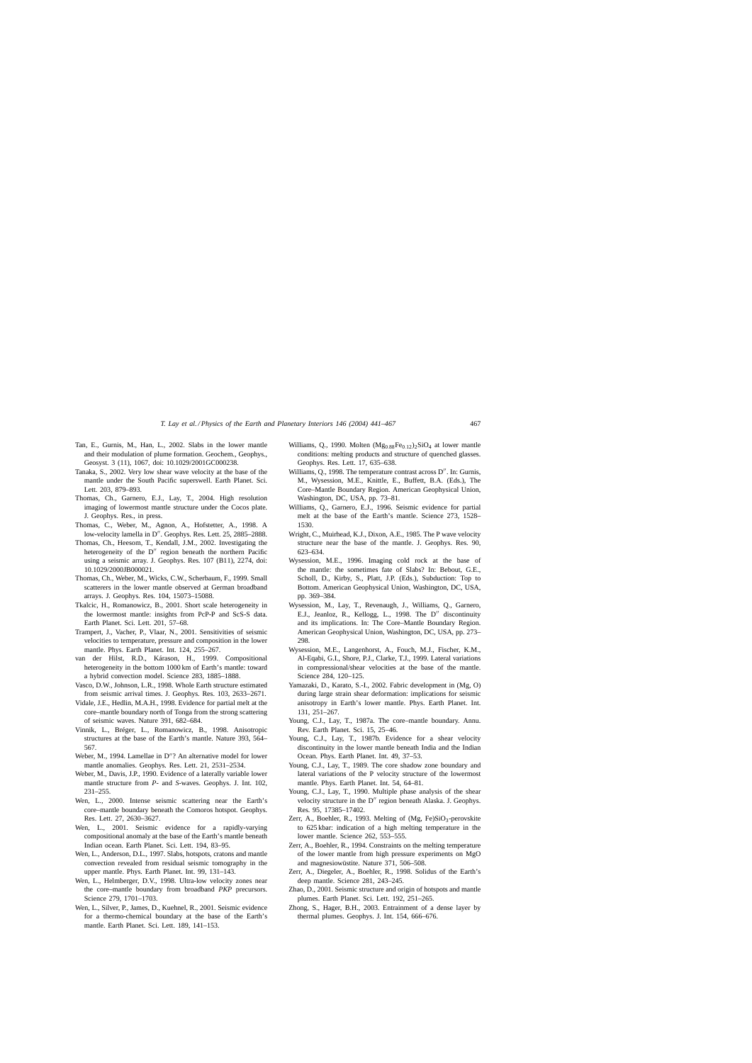Tan, E., Gurnis, M., Han, L., 2002. Slabs in the lower mantle and their modulation of plume formation. Geochem., Geophys., Geosyst. 3 (11), 1067, doi: 10.1029/2001GC000238.

Tanaka, S., 2002. Very low shear wave velocity at the base of the mantle under the South Pacific superswell. Earth Planet. Sci. Lett. 203, 879–893.

Thomas, Ch., Garnero, E.J., Lay, T., 2004. High resolution imaging of lowermost mantle structure under the Cocos plate. J. Geophys. Res., in press.

Thomas, C., Weber, M., Agnon, A., Hofstetter, A., 1998. A low-velocity lamella in D″. Geophys. Res. Lett. 25, 2885–2888.

Thomas, Ch., Heesom, T., Kendall, J.M., 2002. Investigating the heterogeneity of the D″ region beneath the northern Pacific using a seismic array. J. Geophys. Res. 107 (B11), 2274, doi: 10.1029/2000JB000021.

Thomas, Ch., Weber, M., Wicks, C.W., Scherbaum, F., 1999. Small scatterers in the lower mantle observed at German broadband arrays. J. Geophys. Res. 104, 15073–15088.

Tkalcic, H., Romanowicz, B., 2001. Short scale heterogeneity in the lowermost mantle: insights from PcP-P and ScS-S data. Earth Planet. Sci. Lett. 201, 57–68.

Trampert, J., Vacher, P., Vlaar, N., 2001. Sensitivities of seismic velocities to temperature, pressure and composition in the lower mantle. Phys. Earth Planet. Int. 124, 255–267.

van der Hilst, R.D., Kárason, H., 1999. Compositional heterogeneity in the bottom 1000 km of Earth's mantle: toward a hybrid convection model. Science 283, 1885–1888.

Vasco, D.W., Johnson, L.R., 1998. Whole Earth structure estimated from seismic arrival times. J. Geophys. Res. 103, 2633–2671.

Vidale, J.E., Hedlin, M.A.H., 1998. Evidence for partial melt at the core–mantle boundary north of Tonga from the strong scattering of seismic waves. Nature 391, 682–684.

Vinnik, L., Bréger, L., Romanowicz, B., 1998. Anisotropic structures at the base of the Earth's mantle. Nature 393, 564–567.

Weber, M., 1994. Lamellae in D″? An alternative model for lower mantle anomalies. Geophys. Res. Lett. 21, 2531–2534.

Weber, M., Davis, J.P., 1990. Evidence of a laterally variable lower mantle structure from *P*- and *S*-waves. Geophys. J. Int. 102, 231–255.

Wen, L., 2000. Intense seismic scattering near the Earth's core–mantle boundary beneath the Comoros hotspot. Geophys. Res. Lett. 27, 2630–3627.

Wen, L., 2001. Seismic evidence for a rapidly-varying compositional anomaly at the base of the Earth's mantle beneath Indian ocean. Earth Planet. Sci. Lett. 194, 83–95.

Wen, L., Anderson, D.L., 1997. Slabs, hotspots, cratons and mantle convection revealed from residual seismic tomography in the upper mantle. Phys. Earth Planet. Int. 99, 131–143.

Wen, L., Helmberger, D.V., 1998. Ultra-low velocity zones near the core–mantle boundary from broadband *PKP* precursors. Science 279, 1701–1703.

Wen, L., Silver, P., James, D., Kuehnel, R., 2001. Seismic evidence for a thermo-chemical boundary at the base of the Earth's mantle. Earth Planet. Sci. Lett. 189, 141–153.

Williams, Q., 1990. Molten $(Mg_{0.88}Fe_{0.12})_2SiO_4$ at lower mantle conditions: melting products and structure of quenched glasses. Geophys. Res. Lett. 17, 635–638.

Williams, Q., 1998. The temperature contrast across D″. In: Gurnis, M., Wysession, M.E., Knittle, E., Buffett, B.A. (Eds.), The Core–Mantle Boundary Region. American Geophysical Union, Washington, DC, USA, pp. 73–81.

Williams, Q., Garnero, E.J., 1996. Seismic evidence for partial melt at the base of the Earth's mantle. Science 273, 1528–1530.

Wright, C., Muirhead, K.J., Dixon, A.E., 1985. The P wave velocity structure near the base of the mantle. J. Geophys. Res. 90, 623–634.

Wysession, M.E., 1996. Imaging cold rock at the base of the mantle: the sometimes fate of Slabs? In: Bebout, G.E., Scholl, D., Kirby, S., Platt, J.P. (Eds.), Subduction: Top to Bottom. American Geophysical Union, Washington, DC, USA, pp. 369–384.

Wysession, M., Lay, T., Revenaugh, J., Williams, Q., Garnero, E.J., Jeanloz, R., Kellogg, L., 1998. The D″ discontinuity and its implications. In: The Core–Mantle Boundary Region. American Geophysical Union, Washington, DC, USA, pp. 273–298.

Wysession, M.E., Langenhorst, A., Fouch, M.J., Fischer, K.M., Al-Eqabi, G.I., Shore, P.J., Clarke, T.J., 1999. Lateral variations in compressional/shear velocities at the base of the mantle. Science 284, 120–125.

Yamazaki, D., Karato, S.-I., 2002. Fabric development in (Mg, O) during large strain shear deformation: implications for seismic anisotropy in Earth's lower mantle. Phys. Earth Planet. Int. 131, 251–267.

Young, C.J., Lay, T., 1987a. The core–mantle boundary. Annu. Rev. Earth Planet. Sci. 15, 25–46.

Young, C.J., Lay, T., 1987b. Evidence for a shear velocity discontinuity in the lower mantle beneath India and the Indian Ocean. Phys. Earth Planet. Int. 49, 37–53.

Young, C.J., Lay, T., 1989. The core shadow zone boundary and lateral variations of the P velocity structure of the lowermost mantle. Phys. Earth Planet. Int. 54, 64–81.

Young, C.J., Lay, T., 1990. Multiple phase analysis of the shear velocity structure in the D″ region beneath Alaska. J. Geophys. Res. 95, 17385–17402.

Zerr, A., Boehler, R., 1993. Melting of (Mg, Fe)$SiO_3$-perovskite to 625 kbar: indication of a high melting temperature in the lower mantle. Science 262, 553–555.

Zerr, A., Boehler, R., 1994. Constraints on the melting temperature of the lower mantle from high pressure experiments on MgO and magnesiowüstite. Nature 371, 506–508.

Zerr, A., Diegeler, A., Boehler, R., 1998. Solidus of the Earth's deep mantle. Science 281, 243–245.

Zhao, D., 2001. Seismic structure and origin of hotspots and mantle plumes. Earth Planet. Sci. Lett. 192, 251–265.

Zhong, S., Hager, B.H., 2003. Entrainment of a dense layer by thermal plumes. Geophys. J. Int. 154, 666–676.